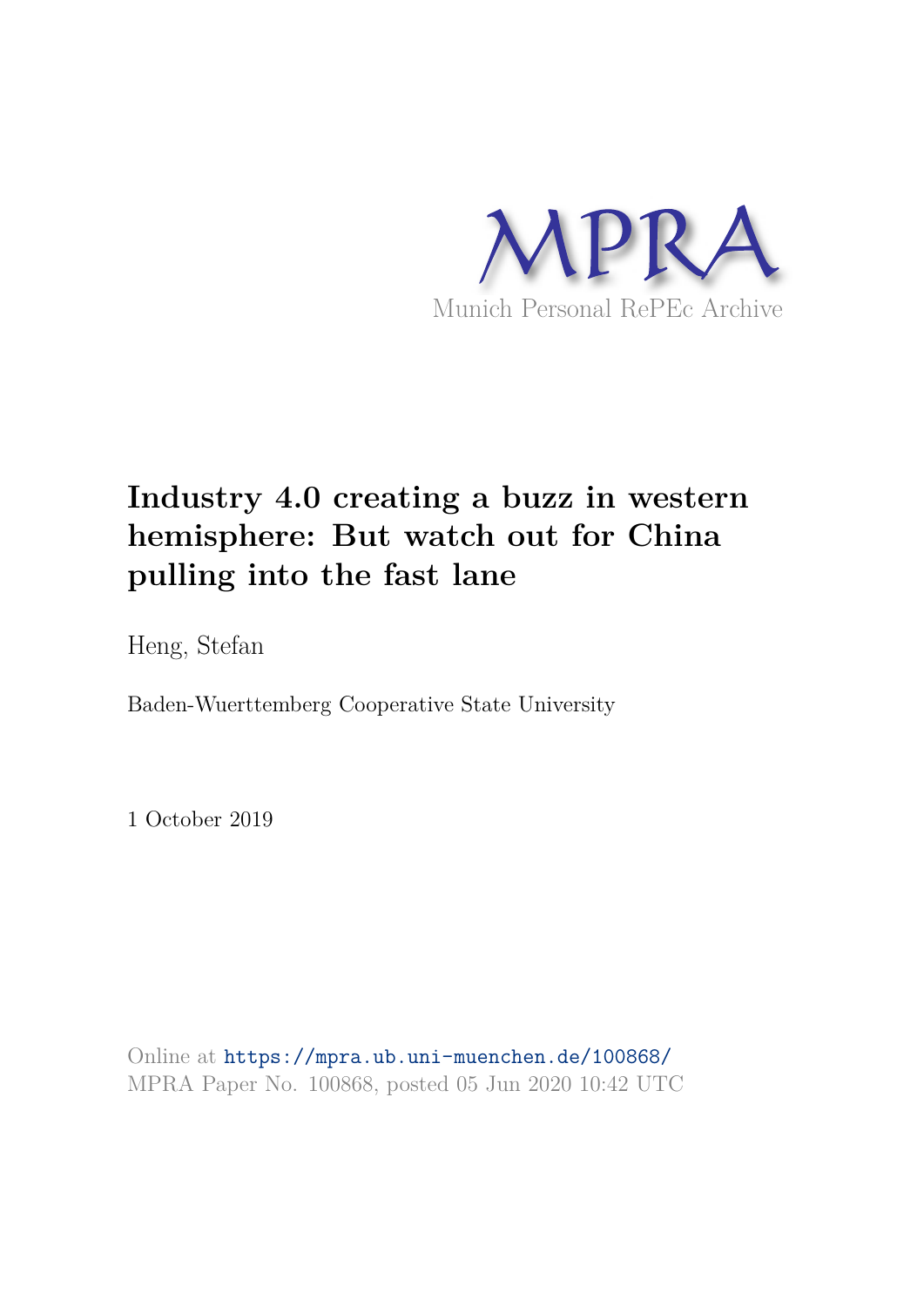MPRA

Munich Personal RePEc Archive

# Industry 4.0 creating a buzz in western hemisphere: But watch out for China pulling into the fast lane

Heng, Stefan

Baden-Wuerttemberg Cooperative State University

1 October 2019

Online at https://mpra.ub.uni-muenchen.de/100868/
MPRA Paper No. 100868, posted 05 Jun 2020 10:42 UTC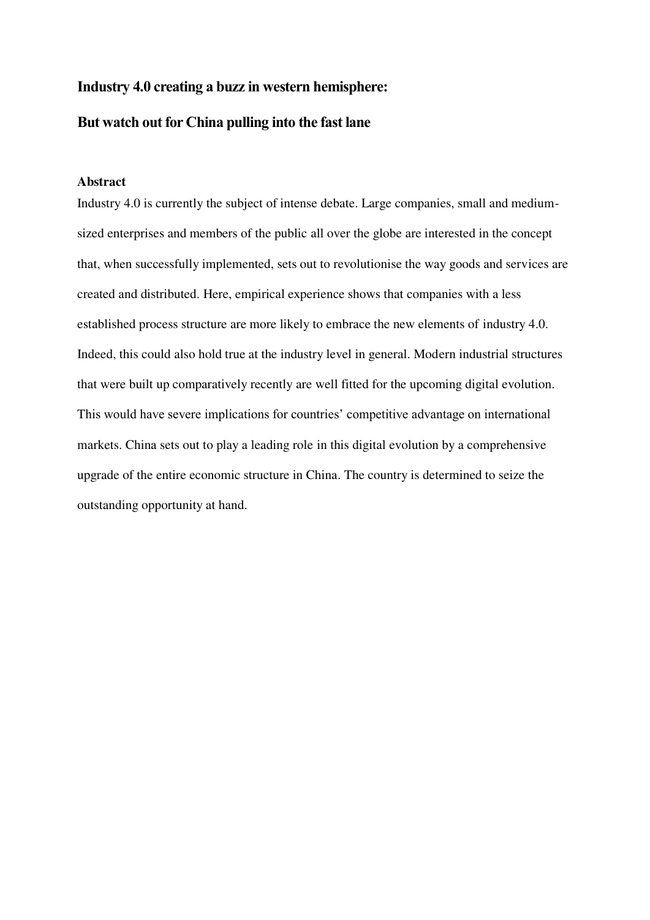# Industry 4.0 creating a buzz in western hemisphere:

# But watch out for China pulling into the fast lane

### Abstract

Industry 4.0 is currently the subject of intense debate. Large companies, small and medium-sized enterprises and members of the public all over the globe are interested in the concept that, when successfully implemented, sets out to revolutionise the way goods and services are created and distributed. Here, empirical experience shows that companies with a less established process structure are more likely to embrace the new elements of industry 4.0. Indeed, this could also hold true at the industry level in general. Modern industrial structures that were built up comparatively recently are well fitted for the upcoming digital evolution. This would have severe implications for countries' competitive advantage on international markets. China sets out to play a leading role in this digital evolution by a comprehensive upgrade of the entire economic structure in China. The country is determined to seize the outstanding opportunity at hand.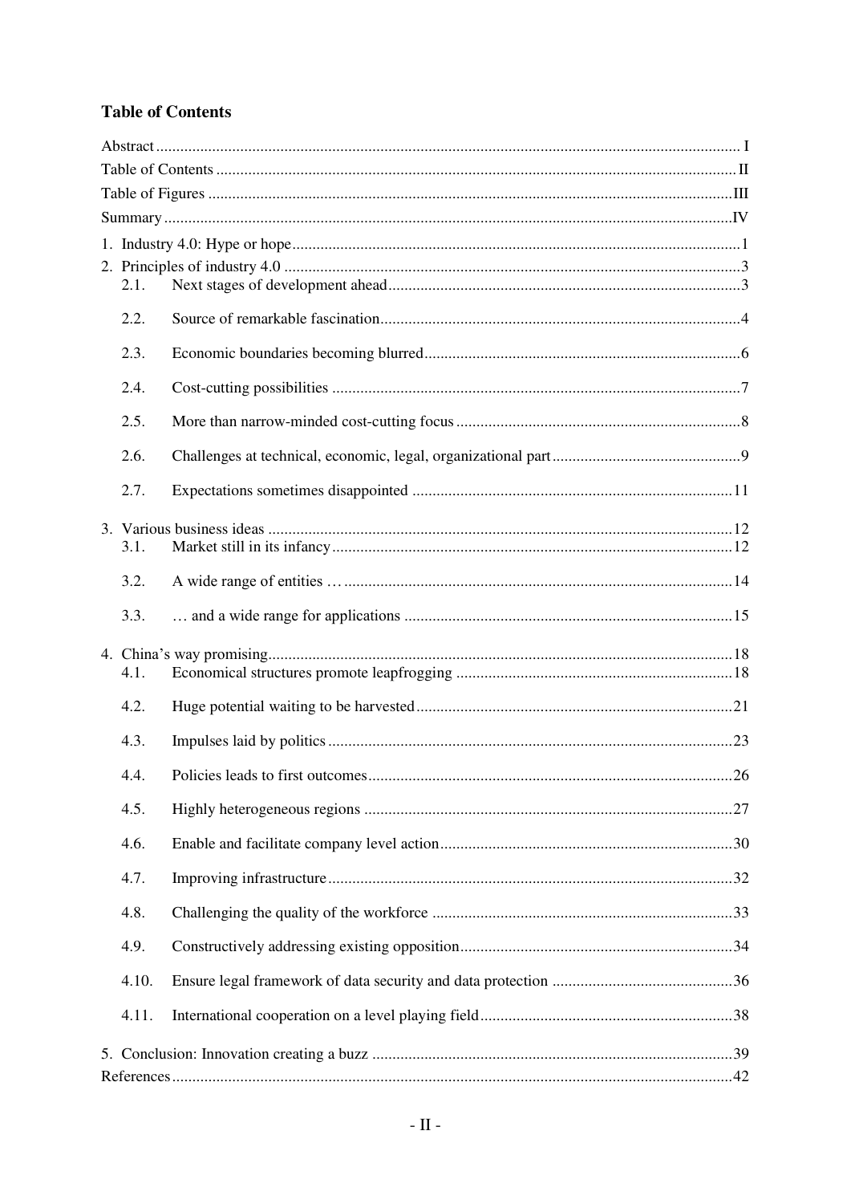# Table of Contents

Abstract ........................................................................................................................................ I

Table of Contents ........................................................................................................................ II

Table of Figures ......................................................................................................................... III

Summary ..................................................................................................................................... IV

1. Industry 4.0: Hype or hope ...................................................................................................... 1
2. Principles of industry 4.0 ......................................................................................................... 3
   - 2.1. Next stages of development ahead ................................................................................. 3
   - 2.2. Source of remarkable fascination .................................................................................... 4
   - 2.3. Economic boundaries becoming blurred .......................................................................... 6
   - 2.4. Cost-cutting possibilities ................................................................................................. 7
   - 2.5. More than narrow-minded cost-cutting focus .................................................................. 8
   - 2.6. Challenges at technical, economic, legal, organizational part ......................................... 9
   - 2.7. Expectations sometimes disappointed ........................................................................... 11
3. Various business ideas ........................................................................................................... 12
   - 3.1. Market still in its infancy ................................................................................................ 12
   - 3.2. A wide range of entities … ............................................................................................. 14
   - 3.3. … and a wide range for applications .............................................................................. 15
4. China's way promising ............................................................................................................ 18
   - 4.1. Economical structures promote leapfrogging ................................................................. 18
   - 4.2. Huge potential waiting to be harvested .......................................................................... 21
   - 4.3. Impulses laid by politics ................................................................................................. 23
   - 4.4. Policies leads to first outcomes ...................................................................................... 26
   - 4.5. Highly heterogeneous regions ........................................................................................ 27
   - 4.6. Enable and facilitate company level action .................................................................... 30
   - 4.7. Improving infrastructure ................................................................................................. 32
   - 4.8. Challenging the quality of the workforce ....................................................................... 33
   - 4.9. Constructively addressing existing opposition ................................................................ 34
   - 4.10. Ensure legal framework of data security and data protection ...................................... 36
   - 4.11. International cooperation on a level playing field .......................................................... 38
5. Conclusion: Innovation creating a buzz .................................................................................. 39

References .................................................................................................................................. 42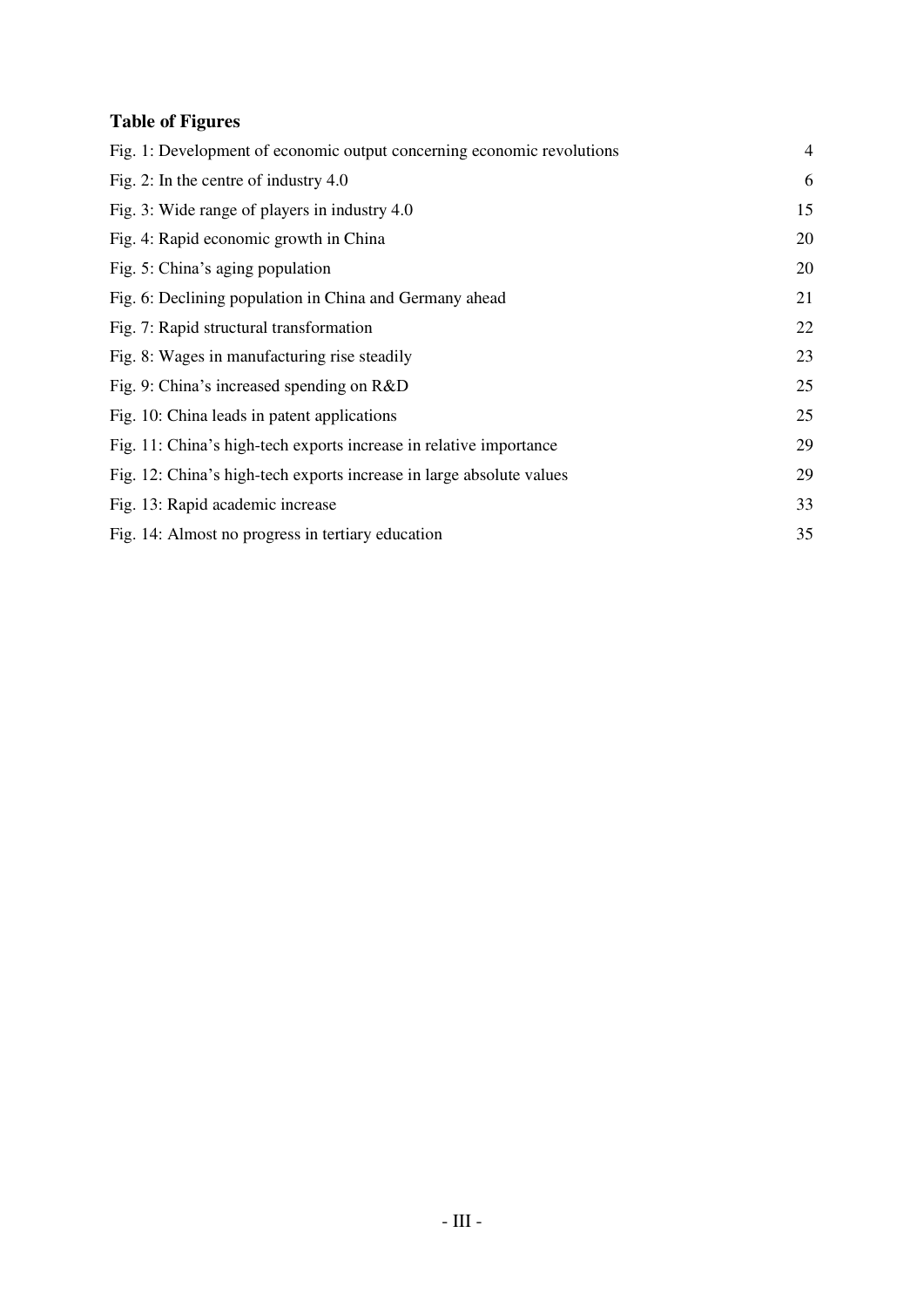## Table of Figures

| | |
|---|---|
| Fig. 1: Development of economic output concerning economic revolutions | 4 |
| Fig. 2: In the centre of industry 4.0 | 6 |
| Fig. 3: Wide range of players in industry 4.0 | 15 |
| Fig. 4: Rapid economic growth in China | 20 |
| Fig. 5: China's aging population | 20 |
| Fig. 6: Declining population in China and Germany ahead | 21 |
| Fig. 7: Rapid structural transformation | 22 |
| Fig. 8: Wages in manufacturing rise steadily | 23 |
| Fig. 9: China's increased spending on R&D | 25 |
| Fig. 10: China leads in patent applications | 25 |
| Fig. 11: China's high-tech exports increase in relative importance | 29 |
| Fig. 12: China's high-tech exports increase in large absolute values | 29 |
| Fig. 13: Rapid academic increase | 33 |
| Fig. 14: Almost no progress in tertiary education | 35 |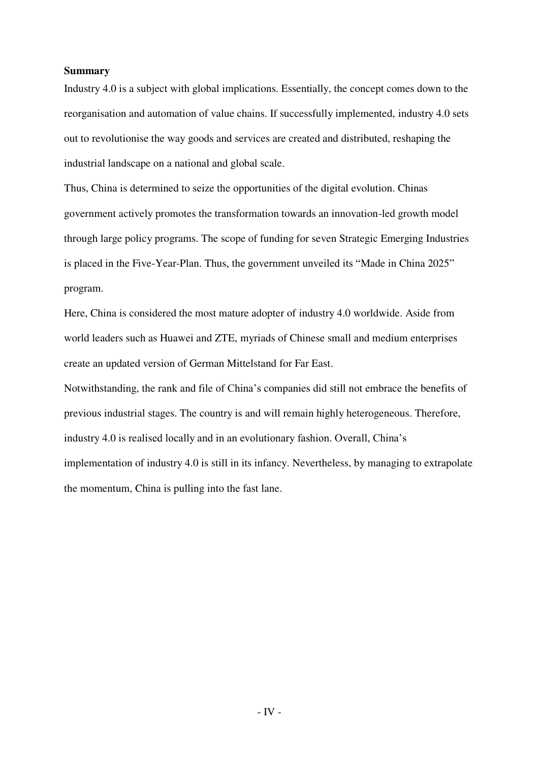**Summary**

Industry 4.0 is a subject with global implications. Essentially, the concept comes down to the reorganisation and automation of value chains. If successfully implemented, industry 4.0 sets out to revolutionise the way goods and services are created and distributed, reshaping the industrial landscape on a national and global scale.

Thus, China is determined to seize the opportunities of the digital evolution. Chinas government actively promotes the transformation towards an innovation-led growth model through large policy programs. The scope of funding for seven Strategic Emerging Industries is placed in the Five-Year-Plan. Thus, the government unveiled its "Made in China 2025" program.

Here, China is considered the most mature adopter of industry 4.0 worldwide. Aside from world leaders such as Huawei and ZTE, myriads of Chinese small and medium enterprises create an updated version of German Mittelstand for Far East.

Notwithstanding, the rank and file of China's companies did still not embrace the benefits of previous industrial stages. The country is and will remain highly heterogeneous. Therefore, industry 4.0 is realised locally and in an evolutionary fashion. Overall, China's implementation of industry 4.0 is still in its infancy. Nevertheless, by managing to extrapolate the momentum, China is pulling into the fast lane.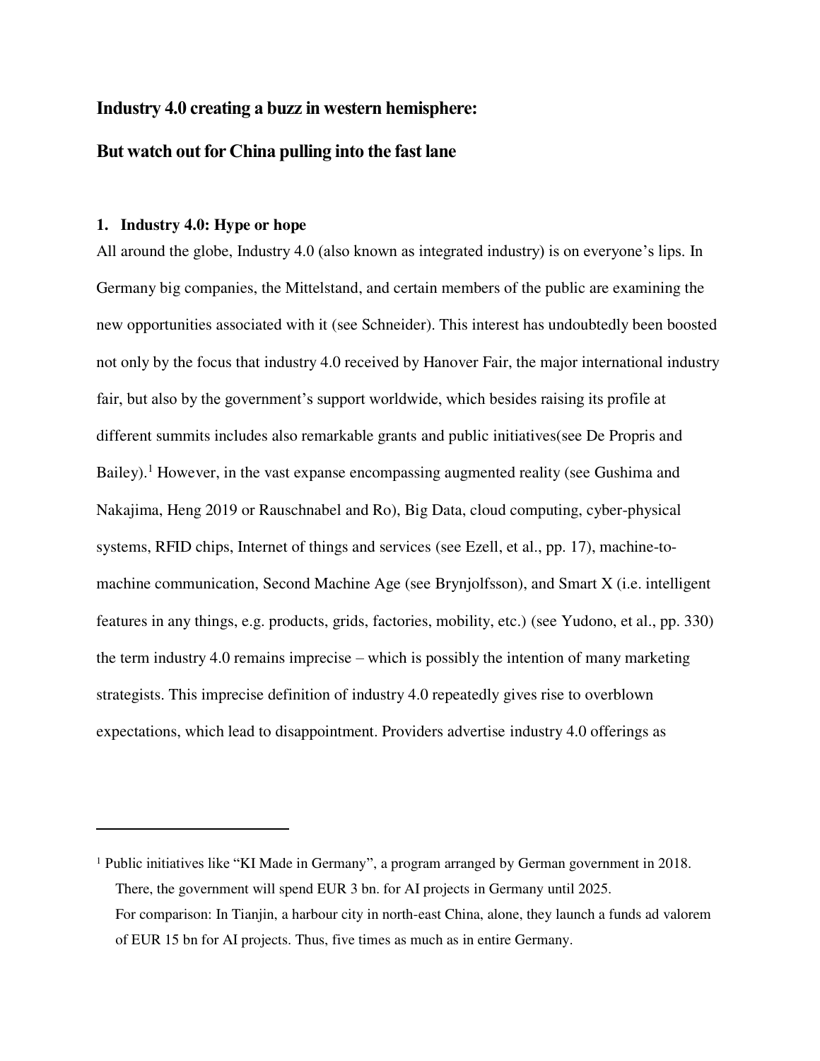## Industry 4.0 creating a buzz in western hemisphere:

## But watch out for China pulling into the fast lane

### 1. Industry 4.0: Hype or hope

All around the globe, Industry 4.0 (also known as integrated industry) is on everyone's lips. In Germany big companies, the Mittelstand, and certain members of the public are examining the new opportunities associated with it (see Schneider). This interest has undoubtedly been boosted not only by the focus that industry 4.0 received by Hanover Fair, the major international industry fair, but also by the government's support worldwide, which besides raising its profile at different summits includes also remarkable grants and public initiatives(see De Propris and Bailey).[1] However, in the vast expanse encompassing augmented reality (see Gushima and Nakajima, Heng 2019 or Rauschnabel and Ro), Big Data, cloud computing, cyber-physical systems, RFID chips, Internet of things and services (see Ezell, et al., pp. 17), machine-to-machine communication, Second Machine Age (see Brynjolfsson), and Smart X (i.e. intelligent features in any things, e.g. products, grids, factories, mobility, etc.) (see Yudono, et al., pp. 330) the term industry 4.0 remains imprecise – which is possibly the intention of many marketing strategists. This imprecise definition of industry 4.0 repeatedly gives rise to overblown expectations, which lead to disappointment. Providers advertise industry 4.0 offerings as

---

[1] Public initiatives like "KI Made in Germany", a program arranged by German government in 2018. There, the government will spend EUR 3 bn. for AI projects in Germany until 2025.
For comparison: In Tianjin, a harbour city in north-east China, alone, they launch a funds ad valorem of EUR 15 bn for AI projects. Thus, five times as much as in entire Germany.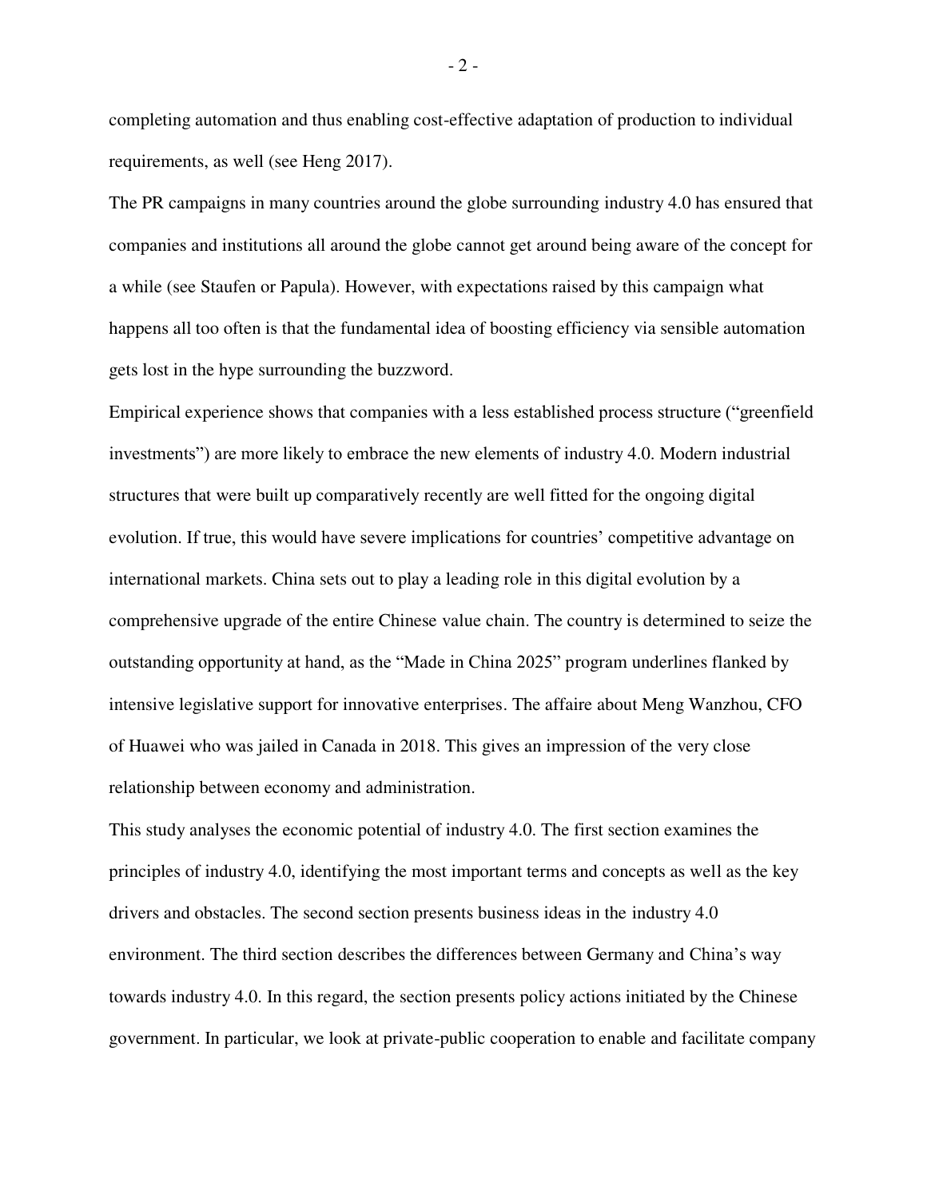completing automation and thus enabling cost-effective adaptation of production to individual requirements, as well (see Heng 2017).

The PR campaigns in many countries around the globe surrounding industry 4.0 has ensured that companies and institutions all around the globe cannot get around being aware of the concept for a while (see Staufen or Papula). However, with expectations raised by this campaign what happens all too often is that the fundamental idea of boosting efficiency via sensible automation gets lost in the hype surrounding the buzzword.

Empirical experience shows that companies with a less established process structure ("greenfield investments") are more likely to embrace the new elements of industry 4.0. Modern industrial structures that were built up comparatively recently are well fitted for the ongoing digital evolution. If true, this would have severe implications for countries' competitive advantage on international markets. China sets out to play a leading role in this digital evolution by a comprehensive upgrade of the entire Chinese value chain. The country is determined to seize the outstanding opportunity at hand, as the "Made in China 2025" program underlines flanked by intensive legislative support for innovative enterprises. The affaire about Meng Wanzhou, CFO of Huawei who was jailed in Canada in 2018. This gives an impression of the very close relationship between economy and administration.

This study analyses the economic potential of industry 4.0. The first section examines the principles of industry 4.0, identifying the most important terms and concepts as well as the key drivers and obstacles. The second section presents business ideas in the industry 4.0 environment. The third section describes the differences between Germany and China's way towards industry 4.0. In this regard, the section presents policy actions initiated by the Chinese government. In particular, we look at private-public cooperation to enable and facilitate company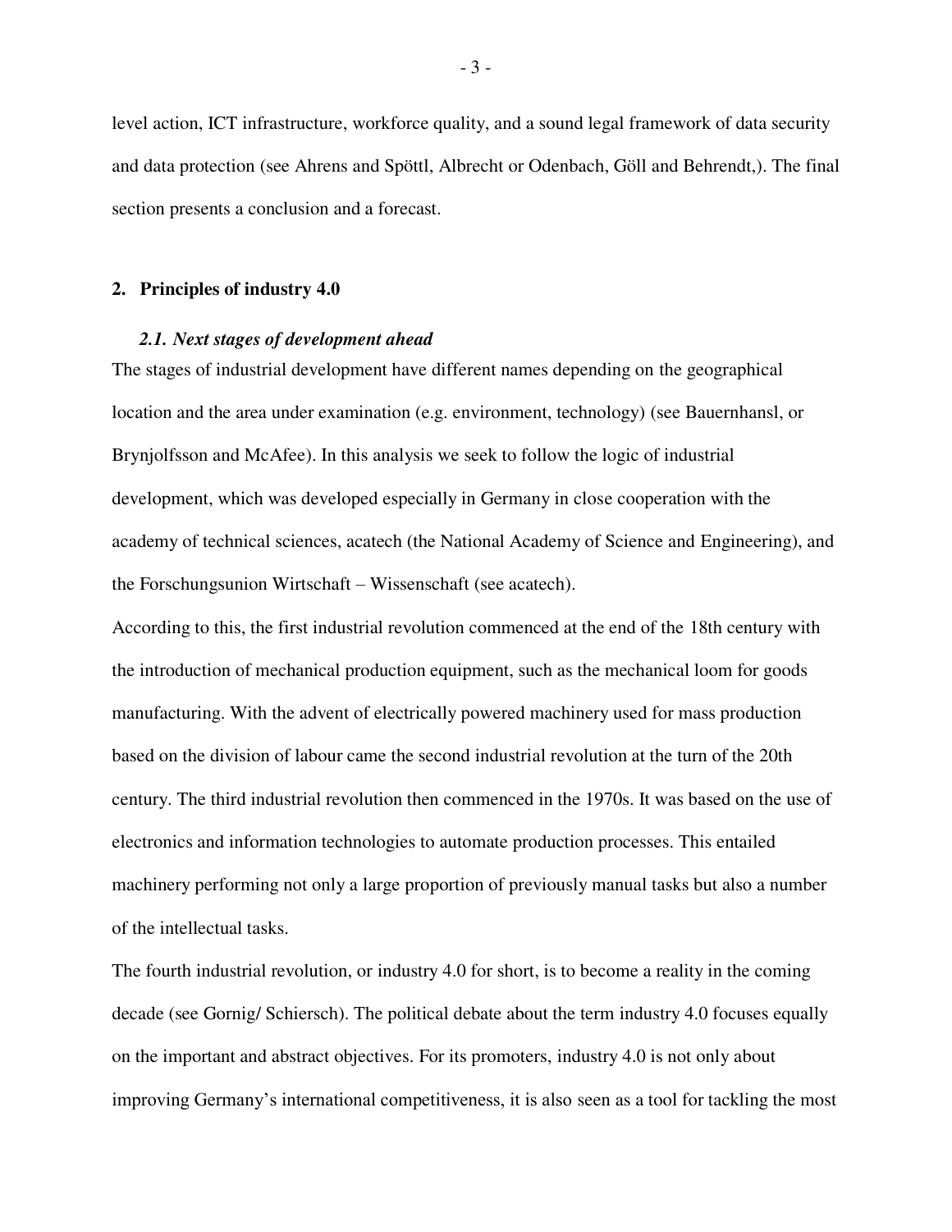level action, ICT infrastructure, workforce quality, and a sound legal framework of data security and data protection (see Ahrens and Spöttl, Albrecht or Odenbach, Göll and Behrendt,). The final section presents a conclusion and a forecast.

## 2. Principles of industry 4.0

### *2.1. Next stages of development ahead*

The stages of industrial development have different names depending on the geographical location and the area under examination (e.g. environment, technology) (see Bauernhansl, or Brynjolfsson and McAfee). In this analysis we seek to follow the logic of industrial development, which was developed especially in Germany in close cooperation with the academy of technical sciences, acatech (the National Academy of Science and Engineering), and the Forschungsunion Wirtschaft – Wissenschaft (see acatech).

According to this, the first industrial revolution commenced at the end of the 18th century with the introduction of mechanical production equipment, such as the mechanical loom for goods manufacturing. With the advent of electrically powered machinery used for mass production based on the division of labour came the second industrial revolution at the turn of the 20th century. The third industrial revolution then commenced in the 1970s. It was based on the use of electronics and information technologies to automate production processes. This entailed machinery performing not only a large proportion of previously manual tasks but also a number of the intellectual tasks.

The fourth industrial revolution, or industry 4.0 for short, is to become a reality in the coming decade (see Gornig/ Schiersch). The political debate about the term industry 4.0 focuses equally on the important and abstract objectives. For its promoters, industry 4.0 is not only about improving Germany's international competitiveness, it is also seen as a tool for tackling the most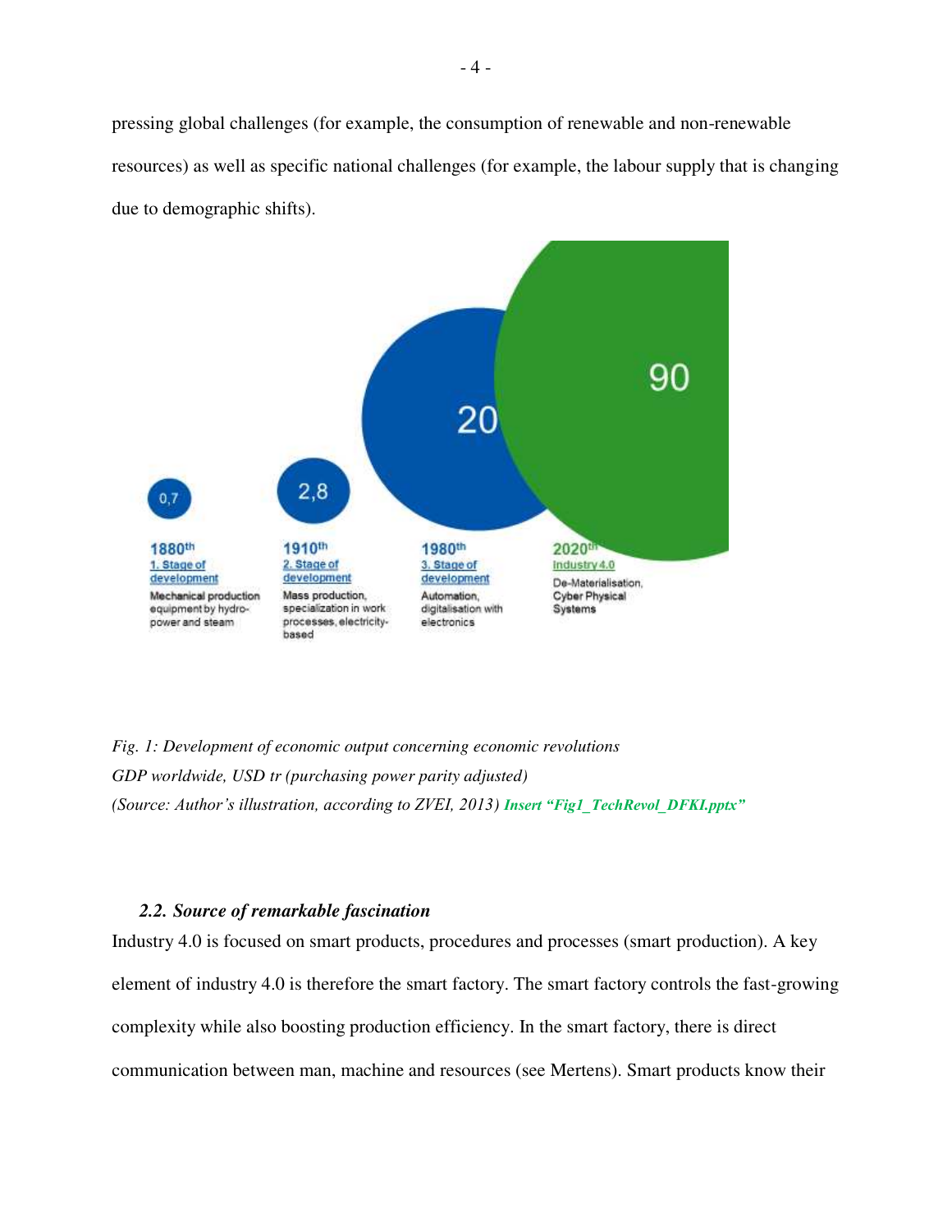pressing global challenges (for example, the consumption of renewable and non-renewable resources) as well as specific national challenges (for example, the labour supply that is changing due to demographic shifts).

0,7

**1880th**
1. Stage of development
Mechanical production equipment by hydro-power and steam

2,8

**1910th**
2. Stage of development
Mass production, specialization in work processes, electricity-based

20

**1980th**
3. Stage of development
Automation, digitalisation with electronics

90

**2020th**
Industry 4.0
De-Materialisation, Cyber Physical Systems

*Fig. 1: Development of economic output concerning economic revolutions*
*GDP worldwide, USD tr (purchasing power parity adjusted)*
*(Source: Author's illustration, according to ZVEI, 2013)* **Insert "Fig1_TechRevol_DFKI.pptx"**

### *2.2. Source of remarkable fascination*

Industry 4.0 is focused on smart products, procedures and processes (smart production). A key element of industry 4.0 is therefore the smart factory. The smart factory controls the fast-growing complexity while also boosting production efficiency. In the smart factory, there is direct communication between man, machine and resources (see Mertens). Smart products know their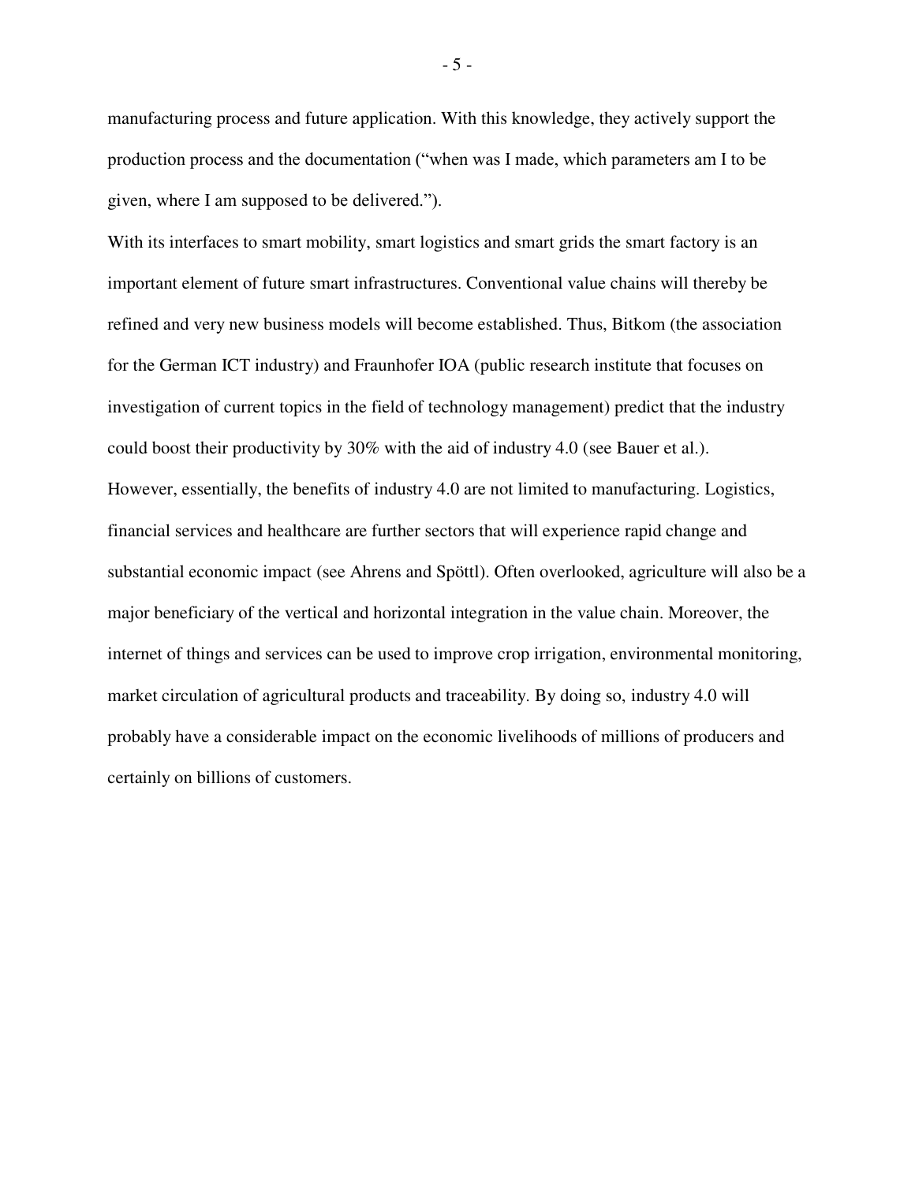manufacturing process and future application. With this knowledge, they actively support the production process and the documentation ("when was I made, which parameters am I to be given, where I am supposed to be delivered.").

With its interfaces to smart mobility, smart logistics and smart grids the smart factory is an important element of future smart infrastructures. Conventional value chains will thereby be refined and very new business models will become established. Thus, Bitkom (the association for the German ICT industry) and Fraunhofer IOA (public research institute that focuses on investigation of current topics in the field of technology management) predict that the industry could boost their productivity by 30% with the aid of industry 4.0 (see Bauer et al.).

However, essentially, the benefits of industry 4.0 are not limited to manufacturing. Logistics, financial services and healthcare are further sectors that will experience rapid change and substantial economic impact (see Ahrens and Spöttl). Often overlooked, agriculture will also be a major beneficiary of the vertical and horizontal integration in the value chain. Moreover, the internet of things and services can be used to improve crop irrigation, environmental monitoring, market circulation of agricultural products and traceability. By doing so, industry 4.0 will probably have a considerable impact on the economic livelihoods of millions of producers and certainly on billions of customers.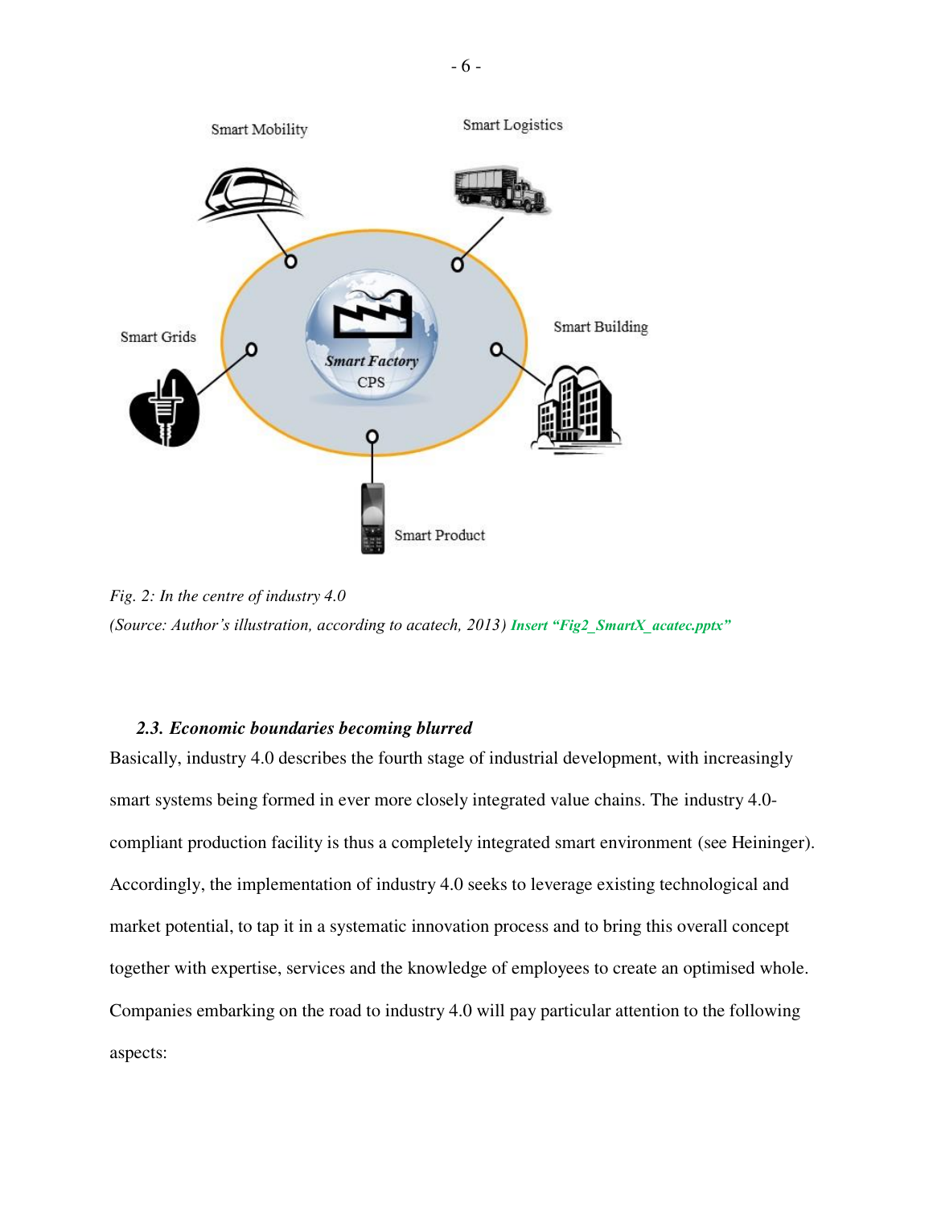Smart Mobility

Smart Logistics

Smart Grids

Smart Factory
CPS

Smart Building

Smart Product

*Fig. 2: In the centre of industry 4.0*

*(Source: Author's illustration, according to acatech, 2013)* ***Insert "Fig2_SmartX_acatec.pptx"***

### *2.3. Economic boundaries becoming blurred*

Basically, industry 4.0 describes the fourth stage of industrial development, with increasingly smart systems being formed in ever more closely integrated value chains. The industry 4.0-compliant production facility is thus a completely integrated smart environment (see Heininger). Accordingly, the implementation of industry 4.0 seeks to leverage existing technological and market potential, to tap it in a systematic innovation process and to bring this overall concept together with expertise, services and the knowledge of employees to create an optimised whole. Companies embarking on the road to industry 4.0 will pay particular attention to the following aspects: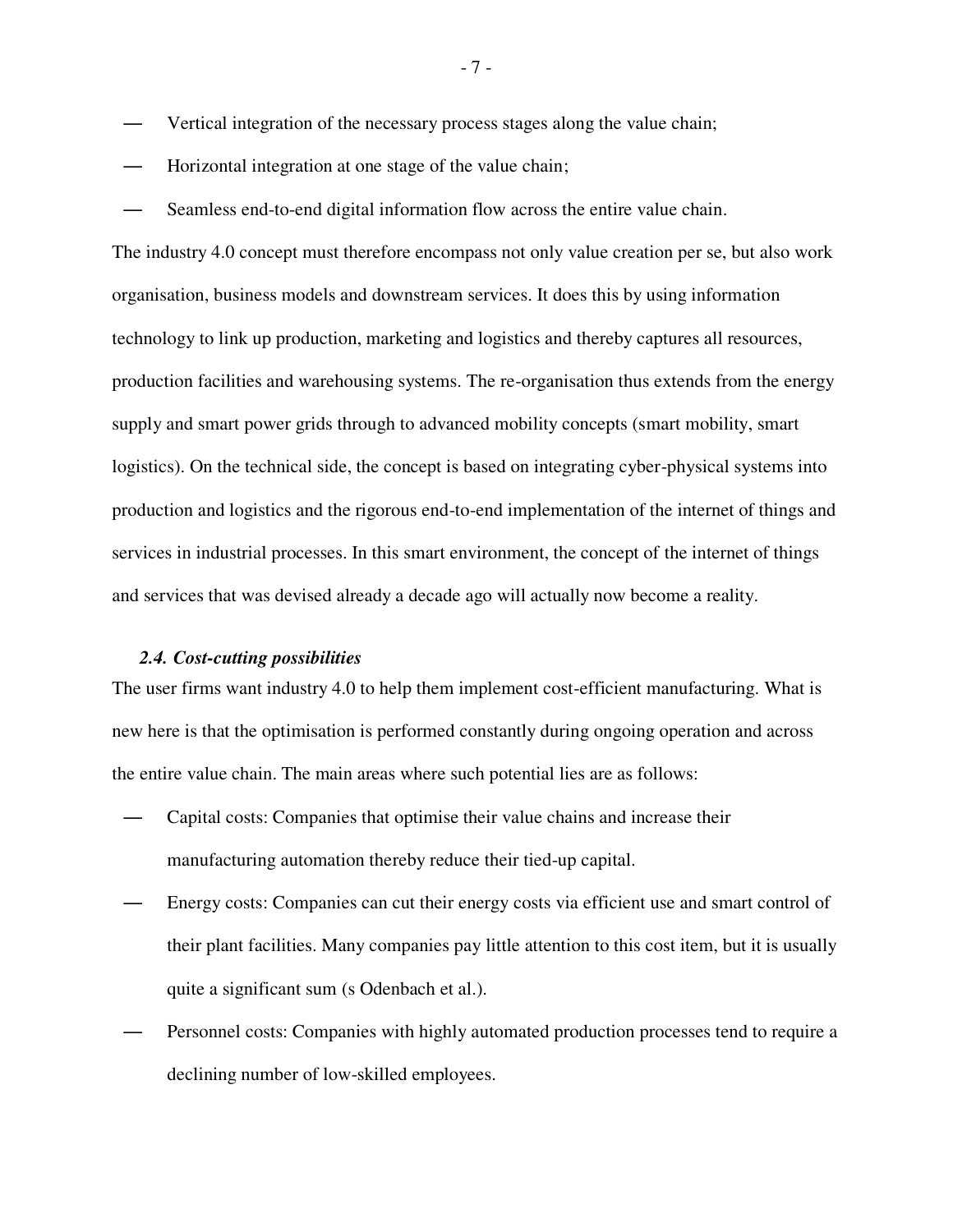- Vertical integration of the necessary process stages along the value chain;
- Horizontal integration at one stage of the value chain;
- Seamless end-to-end digital information flow across the entire value chain.

The industry 4.0 concept must therefore encompass not only value creation per se, but also work organisation, business models and downstream services. It does this by using information technology to link up production, marketing and logistics and thereby captures all resources, production facilities and warehousing systems. The re-organisation thus extends from the energy supply and smart power grids through to advanced mobility concepts (smart mobility, smart logistics). On the technical side, the concept is based on integrating cyber-physical systems into production and logistics and the rigorous end-to-end implementation of the internet of things and services in industrial processes. In this smart environment, the concept of the internet of things and services that was devised already a decade ago will actually now become a reality.

### *2.4. Cost-cutting possibilities*

The user firms want industry 4.0 to help them implement cost-efficient manufacturing. What is new here is that the optimisation is performed constantly during ongoing operation and across the entire value chain. The main areas where such potential lies are as follows:

- Capital costs: Companies that optimise their value chains and increase their manufacturing automation thereby reduce their tied-up capital.
- Energy costs: Companies can cut their energy costs via efficient use and smart control of their plant facilities. Many companies pay little attention to this cost item, but it is usually quite a significant sum (s Odenbach et al.).
- Personnel costs: Companies with highly automated production processes tend to require a declining number of low-skilled employees.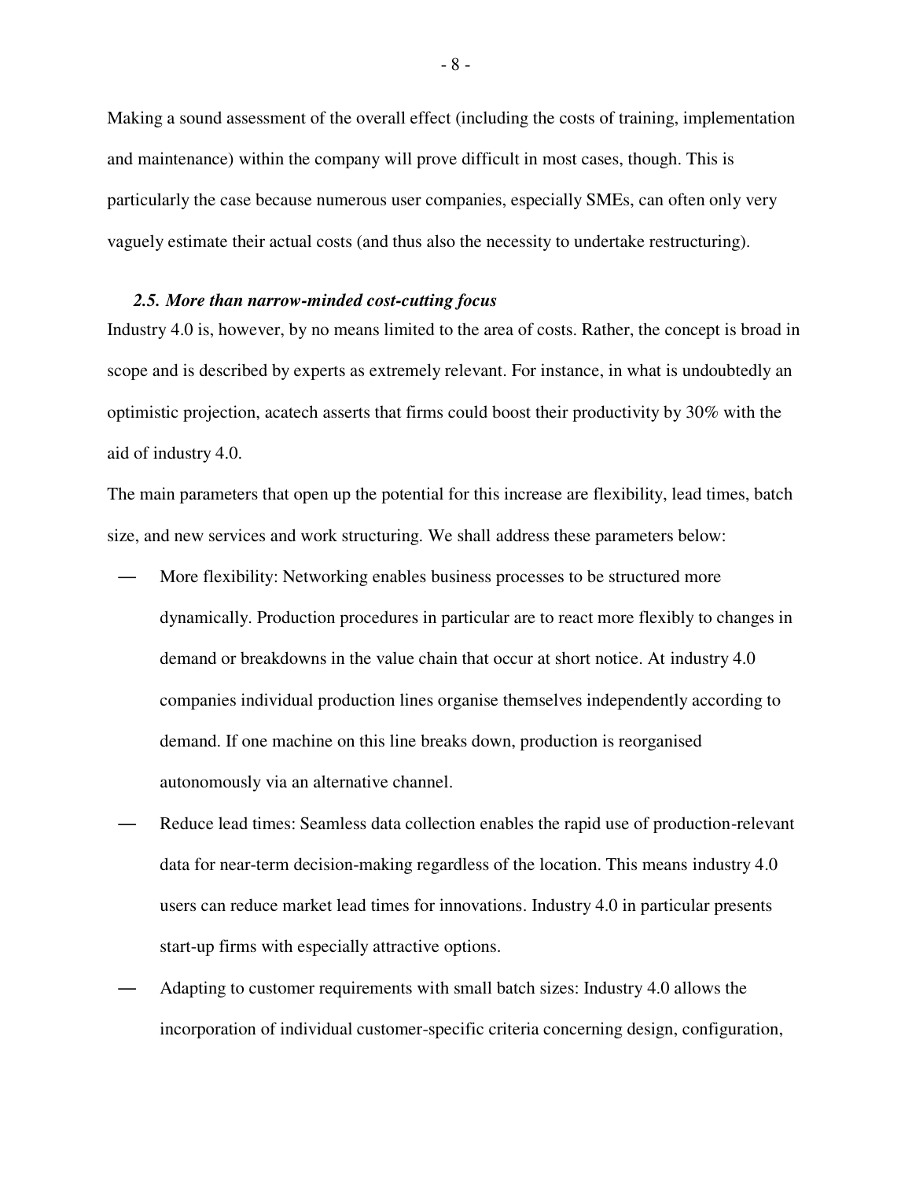Making a sound assessment of the overall effect (including the costs of training, implementation and maintenance) within the company will prove difficult in most cases, though. This is particularly the case because numerous user companies, especially SMEs, can often only very vaguely estimate their actual costs (and thus also the necessity to undertake restructuring).

### *2.5. More than narrow-minded cost-cutting focus*

Industry 4.0 is, however, by no means limited to the area of costs. Rather, the concept is broad in scope and is described by experts as extremely relevant. For instance, in what is undoubtedly an optimistic projection, acatech asserts that firms could boost their productivity by 30% with the aid of industry 4.0.

The main parameters that open up the potential for this increase are flexibility, lead times, batch size, and new services and work structuring. We shall address these parameters below:

- More flexibility: Networking enables business processes to be structured more dynamically. Production procedures in particular are to react more flexibly to changes in demand or breakdowns in the value chain that occur at short notice. At industry 4.0 companies individual production lines organise themselves independently according to demand. If one machine on this line breaks down, production is reorganised autonomously via an alternative channel.
- Reduce lead times: Seamless data collection enables the rapid use of production-relevant data for near-term decision-making regardless of the location. This means industry 4.0 users can reduce market lead times for innovations. Industry 4.0 in particular presents start-up firms with especially attractive options.
- Adapting to customer requirements with small batch sizes: Industry 4.0 allows the incorporation of individual customer-specific criteria concerning design, configuration,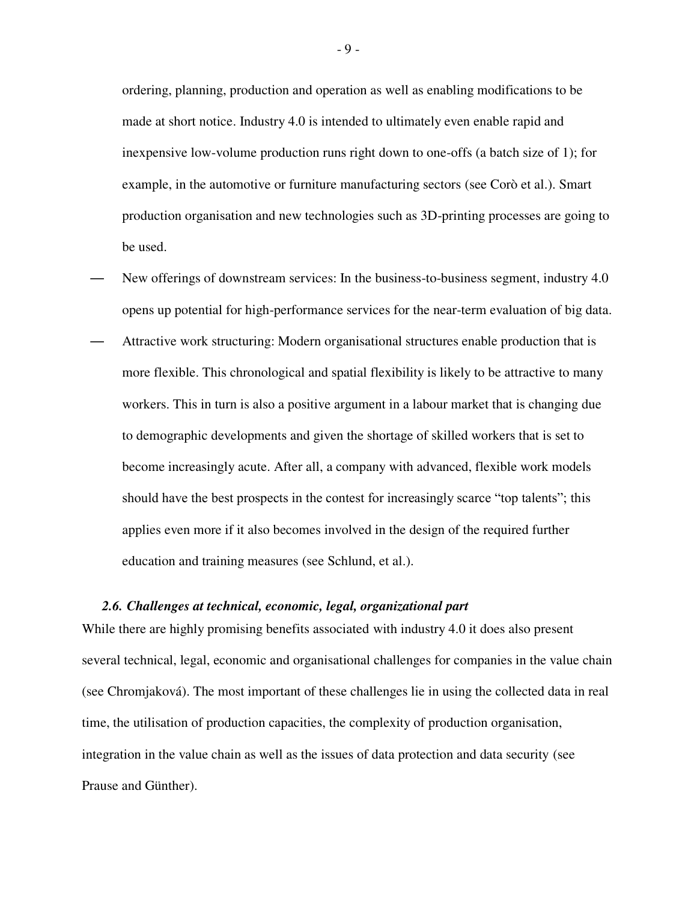ordering, planning, production and operation as well as enabling modifications to be made at short notice. Industry 4.0 is intended to ultimately even enable rapid and inexpensive low-volume production runs right down to one-offs (a batch size of 1); for example, in the automotive or furniture manufacturing sectors (see Corò et al.). Smart production organisation and new technologies such as 3D-printing processes are going to be used.

- New offerings of downstream services: In the business-to-business segment, industry 4.0 opens up potential for high-performance services for the near-term evaluation of big data.
- Attractive work structuring: Modern organisational structures enable production that is more flexible. This chronological and spatial flexibility is likely to be attractive to many workers. This in turn is also a positive argument in a labour market that is changing due to demographic developments and given the shortage of skilled workers that is set to become increasingly acute. After all, a company with advanced, flexible work models should have the best prospects in the contest for increasingly scarce "top talents"; this applies even more if it also becomes involved in the design of the required further education and training measures (see Schlund, et al.).

### *2.6. Challenges at technical, economic, legal, organizational part*

While there are highly promising benefits associated with industry 4.0 it does also present several technical, legal, economic and organisational challenges for companies in the value chain (see Chromjaková). The most important of these challenges lie in using the collected data in real time, the utilisation of production capacities, the complexity of production organisation, integration in the value chain as well as the issues of data protection and data security (see Prause and Günther).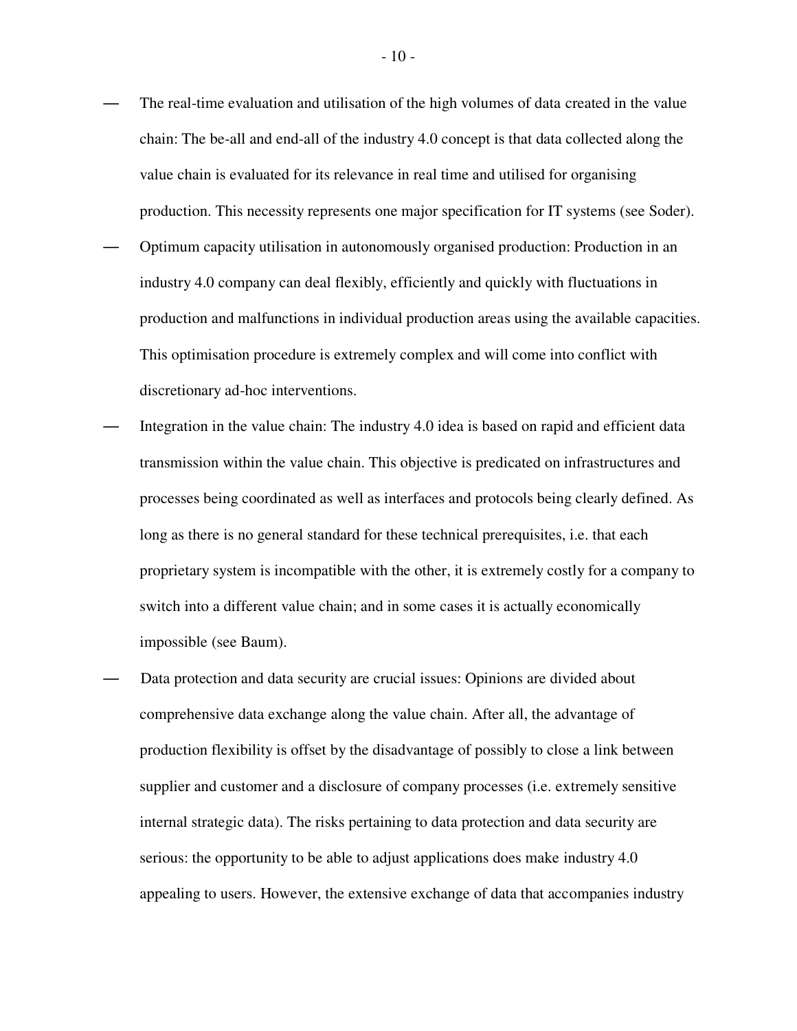- The real-time evaluation and utilisation of the high volumes of data created in the value chain: The be-all and end-all of the industry 4.0 concept is that data collected along the value chain is evaluated for its relevance in real time and utilised for organising production. This necessity represents one major specification for IT systems (see Soder).
- Optimum capacity utilisation in autonomously organised production: Production in an industry 4.0 company can deal flexibly, efficiently and quickly with fluctuations in production and malfunctions in individual production areas using the available capacities. This optimisation procedure is extremely complex and will come into conflict with discretionary ad-hoc interventions.
- Integration in the value chain: The industry 4.0 idea is based on rapid and efficient data transmission within the value chain. This objective is predicated on infrastructures and processes being coordinated as well as interfaces and protocols being clearly defined. As long as there is no general standard for these technical prerequisites, i.e. that each proprietary system is incompatible with the other, it is extremely costly for a company to switch into a different value chain; and in some cases it is actually economically impossible (see Baum).
- Data protection and data security are crucial issues: Opinions are divided about comprehensive data exchange along the value chain. After all, the advantage of production flexibility is offset by the disadvantage of possibly to close a link between supplier and customer and a disclosure of company processes (i.e. extremely sensitive internal strategic data). The risks pertaining to data protection and data security are serious: the opportunity to be able to adjust applications does make industry 4.0 appealing to users. However, the extensive exchange of data that accompanies industry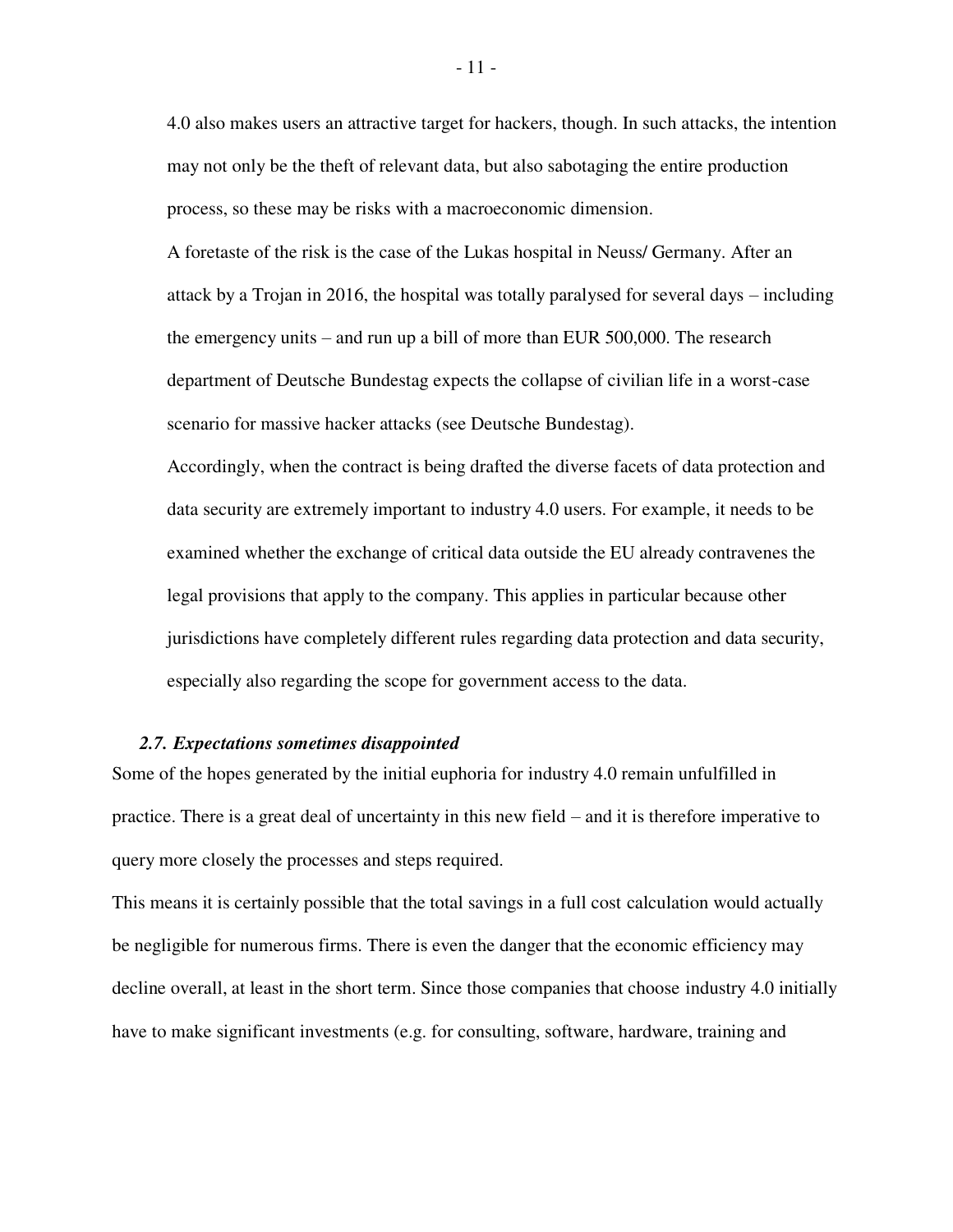4.0 also makes users an attractive target for hackers, though. In such attacks, the intention may not only be the theft of relevant data, but also sabotaging the entire production process, so these may be risks with a macroeconomic dimension.

A foretaste of the risk is the case of the Lukas hospital in Neuss/ Germany. After an attack by a Trojan in 2016, the hospital was totally paralysed for several days – including the emergency units – and run up a bill of more than EUR 500,000. The research department of Deutsche Bundestag expects the collapse of civilian life in a worst-case scenario for massive hacker attacks (see Deutsche Bundestag).

Accordingly, when the contract is being drafted the diverse facets of data protection and data security are extremely important to industry 4.0 users. For example, it needs to be examined whether the exchange of critical data outside the EU already contravenes the legal provisions that apply to the company. This applies in particular because other jurisdictions have completely different rules regarding data protection and data security, especially also regarding the scope for government access to the data.

### *2.7. Expectations sometimes disappointed*

Some of the hopes generated by the initial euphoria for industry 4.0 remain unfulfilled in practice. There is a great deal of uncertainty in this new field – and it is therefore imperative to query more closely the processes and steps required.

This means it is certainly possible that the total savings in a full cost calculation would actually be negligible for numerous firms. There is even the danger that the economic efficiency may decline overall, at least in the short term. Since those companies that choose industry 4.0 initially have to make significant investments (e.g. for consulting, software, hardware, training and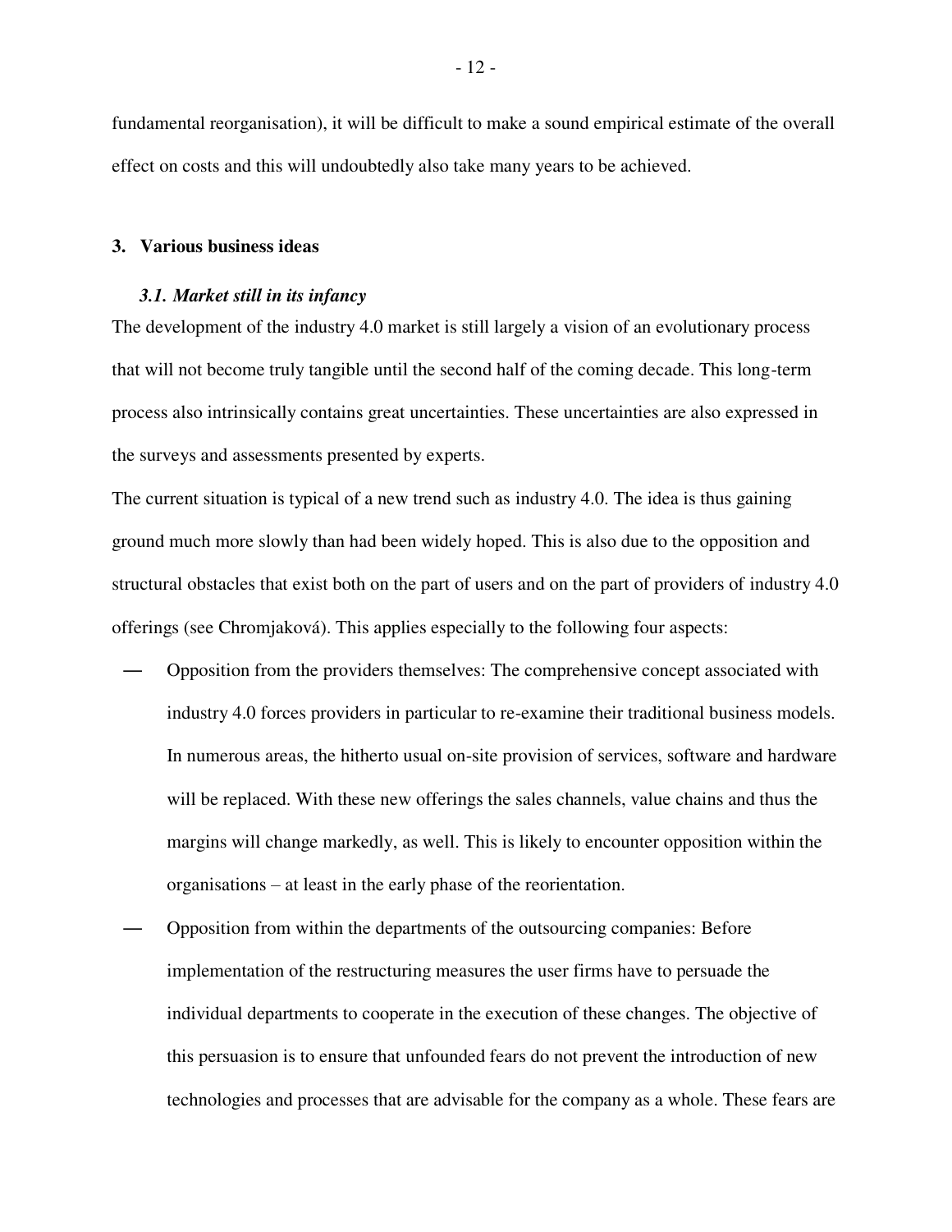fundamental reorganisation), it will be difficult to make a sound empirical estimate of the overall effect on costs and this will undoubtedly also take many years to be achieved.

## 3. Various business ideas

### *3.1. Market still in its infancy*

The development of the industry 4.0 market is still largely a vision of an evolutionary process that will not become truly tangible until the second half of the coming decade. This long-term process also intrinsically contains great uncertainties. These uncertainties are also expressed in the surveys and assessments presented by experts.

The current situation is typical of a new trend such as industry 4.0. The idea is thus gaining ground much more slowly than had been widely hoped. This is also due to the opposition and structural obstacles that exist both on the part of users and on the part of providers of industry 4.0 offerings (see Chromjaková). This applies especially to the following four aspects:

- Opposition from the providers themselves: The comprehensive concept associated with industry 4.0 forces providers in particular to re-examine their traditional business models. In numerous areas, the hitherto usual on-site provision of services, software and hardware will be replaced. With these new offerings the sales channels, value chains and thus the margins will change markedly, as well. This is likely to encounter opposition within the organisations – at least in the early phase of the reorientation.
- Opposition from within the departments of the outsourcing companies: Before implementation of the restructuring measures the user firms have to persuade the individual departments to cooperate in the execution of these changes. The objective of this persuasion is to ensure that unfounded fears do not prevent the introduction of new technologies and processes that are advisable for the company as a whole. These fears are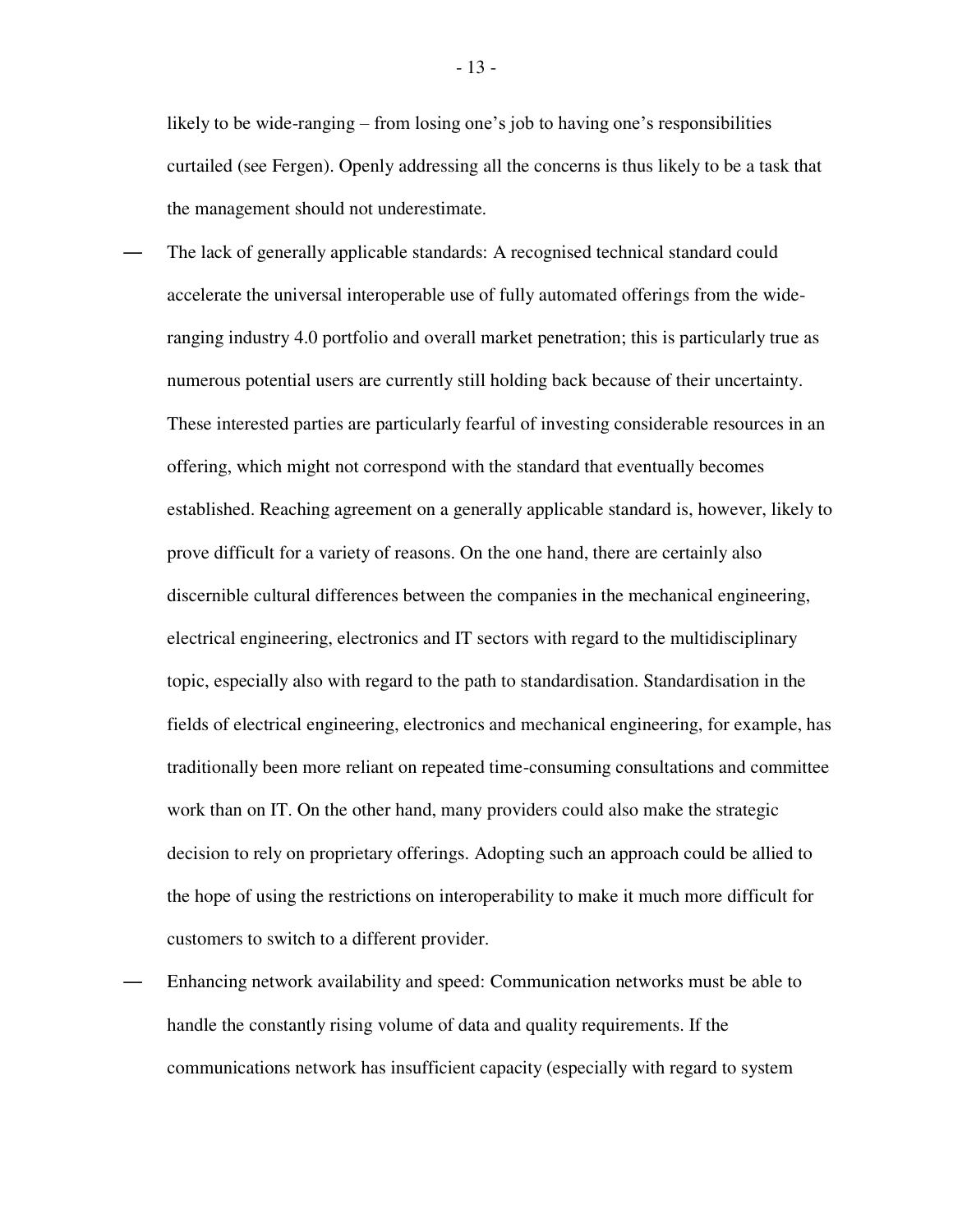likely to be wide-ranging – from losing one's job to having one's responsibilities curtailed (see Fergen). Openly addressing all the concerns is thus likely to be a task that the management should not underestimate.

- The lack of generally applicable standards: A recognised technical standard could accelerate the universal interoperable use of fully automated offerings from the wide-ranging industry 4.0 portfolio and overall market penetration; this is particularly true as numerous potential users are currently still holding back because of their uncertainty. These interested parties are particularly fearful of investing considerable resources in an offering, which might not correspond with the standard that eventually becomes established. Reaching agreement on a generally applicable standard is, however, likely to prove difficult for a variety of reasons. On the one hand, there are certainly also discernible cultural differences between the companies in the mechanical engineering, electrical engineering, electronics and IT sectors with regard to the multidisciplinary topic, especially also with regard to the path to standardisation. Standardisation in the fields of electrical engineering, electronics and mechanical engineering, for example, has traditionally been more reliant on repeated time-consuming consultations and committee work than on IT. On the other hand, many providers could also make the strategic decision to rely on proprietary offerings. Adopting such an approach could be allied to the hope of using the restrictions on interoperability to make it much more difficult for customers to switch to a different provider.
- Enhancing network availability and speed: Communication networks must be able to handle the constantly rising volume of data and quality requirements. If the communications network has insufficient capacity (especially with regard to system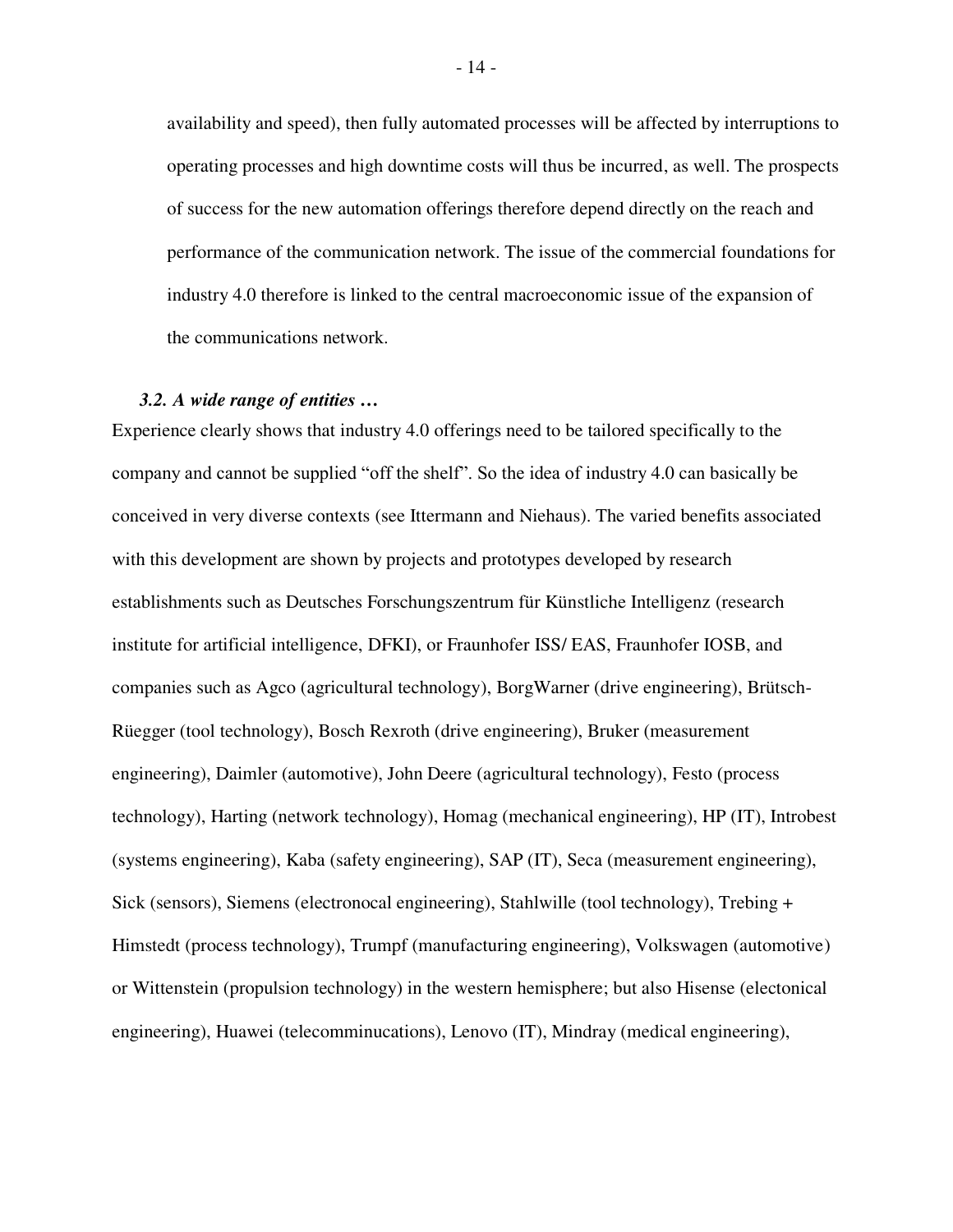availability and speed), then fully automated processes will be affected by interruptions to operating processes and high downtime costs will thus be incurred, as well. The prospects of success for the new automation offerings therefore depend directly on the reach and performance of the communication network. The issue of the commercial foundations for industry 4.0 therefore is linked to the central macroeconomic issue of the expansion of the communications network.

### *3.2. A wide range of entities …*

Experience clearly shows that industry 4.0 offerings need to be tailored specifically to the company and cannot be supplied "off the shelf". So the idea of industry 4.0 can basically be conceived in very diverse contexts (see Ittermann and Niehaus). The varied benefits associated with this development are shown by projects and prototypes developed by research establishments such as Deutsches Forschungszentrum für Künstliche Intelligenz (research institute for artificial intelligence, DFKI), or Fraunhofer ISS/ EAS, Fraunhofer IOSB, and companies such as Agco (agricultural technology), BorgWarner (drive engineering), Brütsch-Rüegger (tool technology), Bosch Rexroth (drive engineering), Bruker (measurement engineering), Daimler (automotive), John Deere (agricultural technology), Festo (process technology), Harting (network technology), Homag (mechanical engineering), HP (IT), Introbest (systems engineering), Kaba (safety engineering), SAP (IT), Seca (measurement engineering), Sick (sensors), Siemens (electronocal engineering), Stahlwille (tool technology), Trebing + Himstedt (process technology), Trumpf (manufacturing engineering), Volkswagen (automotive) or Wittenstein (propulsion technology) in the western hemisphere; but also Hisense (electonical engineering), Huawei (telecomminucations), Lenovo (IT), Mindray (medical engineering),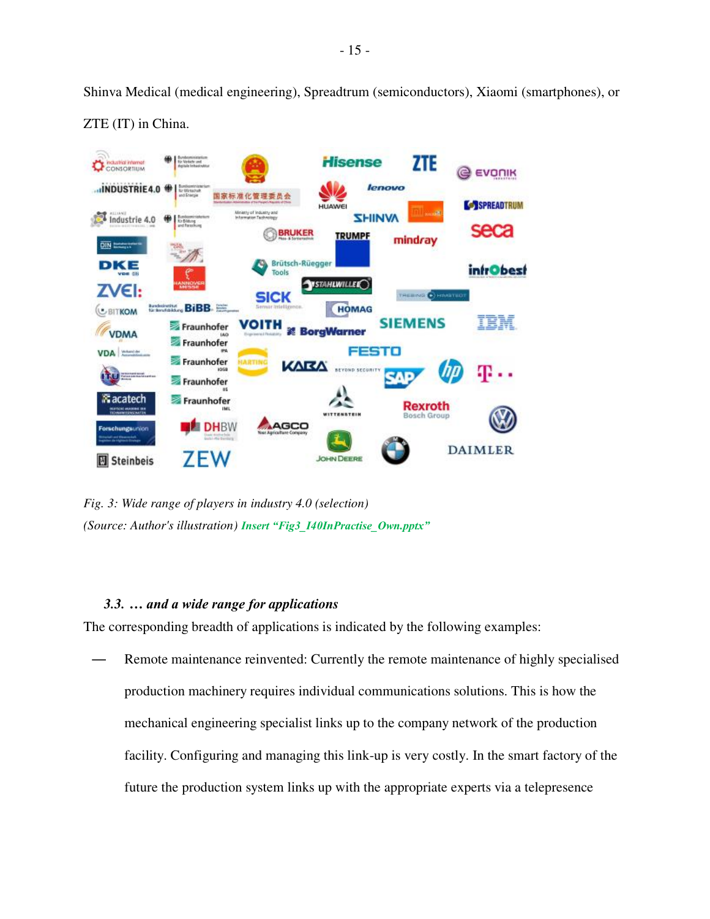Shinva Medical (medical engineering), Spreadtrum (semiconductors), Xiaomi (smartphones), or ZTE (IT) in China.

*Fig. 3: Wide range of players in industry 4.0 (selection)*

*(Source: Author's illustration)* ***Insert "Fig3_I40InPractise_Own.pptx"***

### *3.3. … and a wide range for applications*

The corresponding breadth of applications is indicated by the following examples:

— Remote maintenance reinvented: Currently the remote maintenance of highly specialised production machinery requires individual communications solutions. This is how the mechanical engineering specialist links up to the company network of the production facility. Configuring and managing this link-up is very costly. In the smart factory of the future the production system links up with the appropriate experts via a telepresence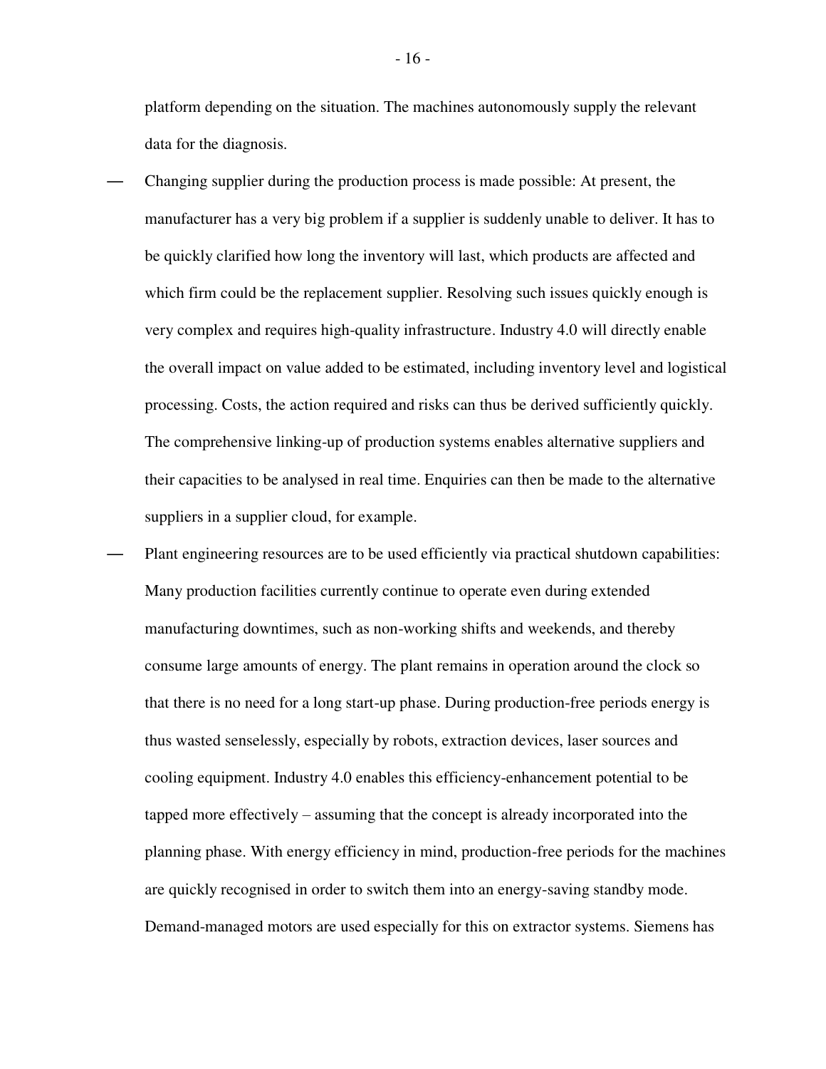platform depending on the situation. The machines autonomously supply the relevant data for the diagnosis.

- Changing supplier during the production process is made possible: At present, the manufacturer has a very big problem if a supplier is suddenly unable to deliver. It has to be quickly clarified how long the inventory will last, which products are affected and which firm could be the replacement supplier. Resolving such issues quickly enough is very complex and requires high-quality infrastructure. Industry 4.0 will directly enable the overall impact on value added to be estimated, including inventory level and logistical processing. Costs, the action required and risks can thus be derived sufficiently quickly. The comprehensive linking-up of production systems enables alternative suppliers and their capacities to be analysed in real time. Enquiries can then be made to the alternative suppliers in a supplier cloud, for example.
- Plant engineering resources are to be used efficiently via practical shutdown capabilities: Many production facilities currently continue to operate even during extended manufacturing downtimes, such as non-working shifts and weekends, and thereby consume large amounts of energy. The plant remains in operation around the clock so that there is no need for a long start-up phase. During production-free periods energy is thus wasted senselessly, especially by robots, extraction devices, laser sources and cooling equipment. Industry 4.0 enables this efficiency-enhancement potential to be tapped more effectively – assuming that the concept is already incorporated into the planning phase. With energy efficiency in mind, production-free periods for the machines are quickly recognised in order to switch them into an energy-saving standby mode. Demand-managed motors are used especially for this on extractor systems. Siemens has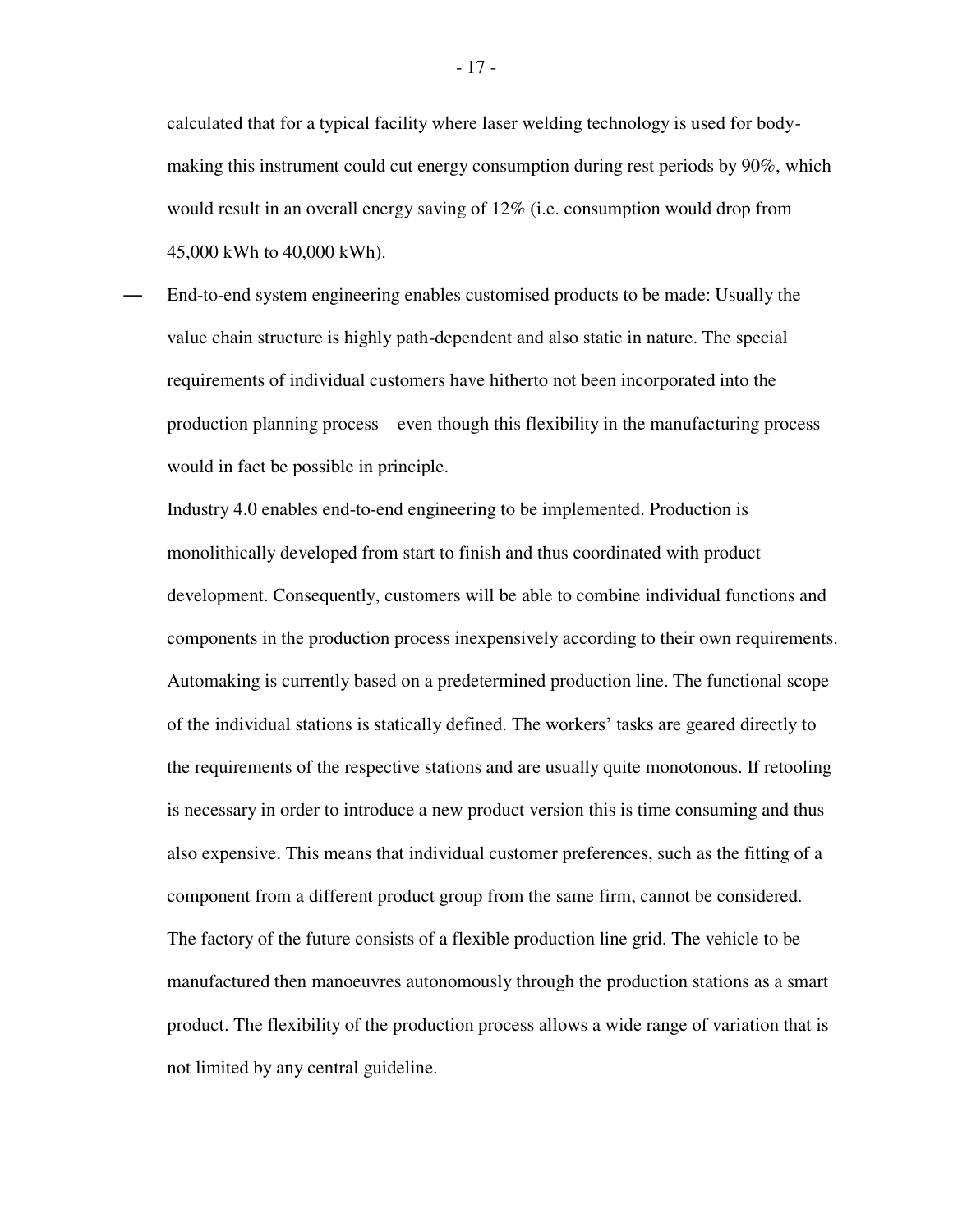calculated that for a typical facility where laser welding technology is used for body-making this instrument could cut energy consumption during rest periods by 90%, which would result in an overall energy saving of 12% (i.e. consumption would drop from 45,000 kWh to 40,000 kWh).

— End-to-end system engineering enables customised products to be made: Usually the value chain structure is highly path-dependent and also static in nature. The special requirements of individual customers have hitherto not been incorporated into the production planning process – even though this flexibility in the manufacturing process would in fact be possible in principle.

  Industry 4.0 enables end-to-end engineering to be implemented. Production is monolithically developed from start to finish and thus coordinated with product development. Consequently, customers will be able to combine individual functions and components in the production process inexpensively according to their own requirements. Automaking is currently based on a predetermined production line. The functional scope of the individual stations is statically defined. The workers' tasks are geared directly to the requirements of the respective stations and are usually quite monotonous. If retooling is necessary in order to introduce a new product version this is time consuming and thus also expensive. This means that individual customer preferences, such as the fitting of a component from a different product group from the same firm, cannot be considered. The factory of the future consists of a flexible production line grid. The vehicle to be manufactured then manoeuvres autonomously through the production stations as a smart product. The flexibility of the production process allows a wide range of variation that is not limited by any central guideline.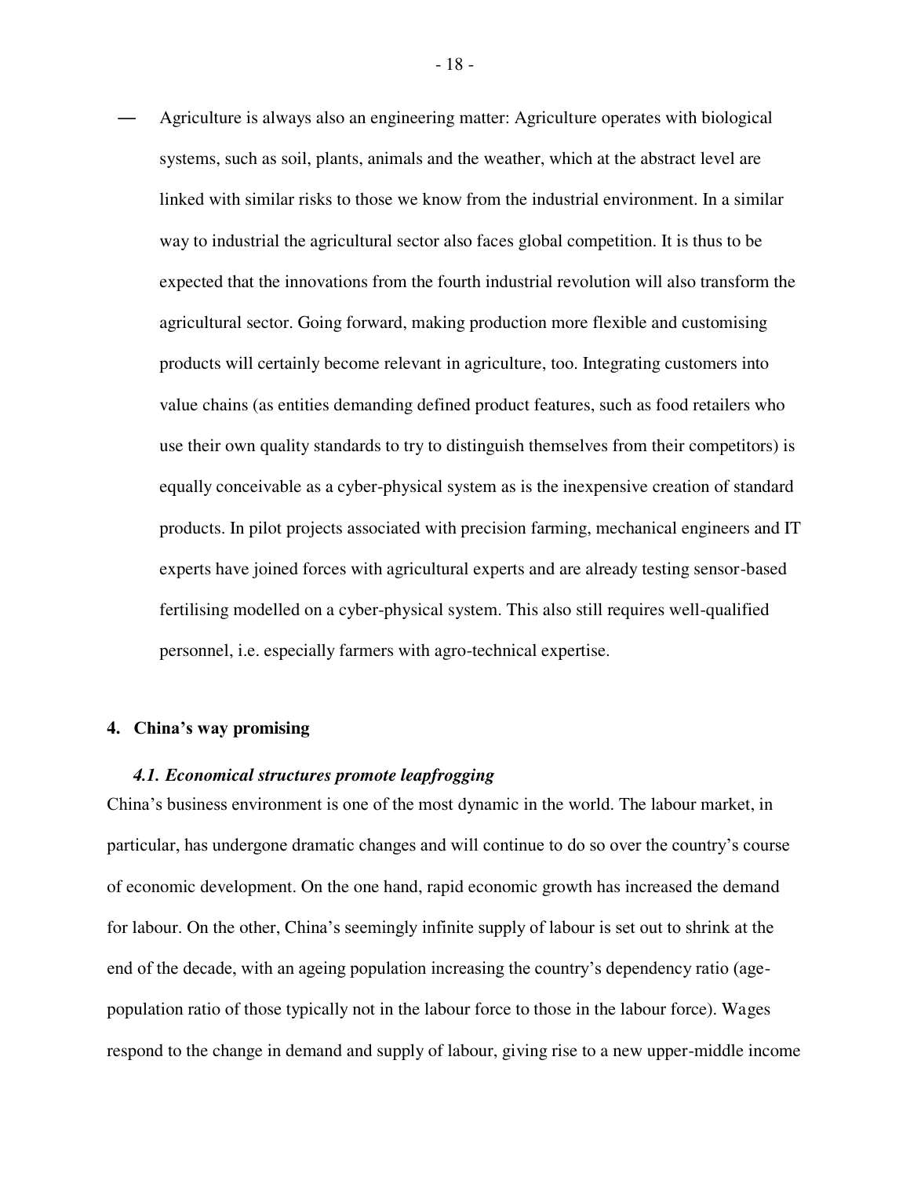— Agriculture is always also an engineering matter: Agriculture operates with biological systems, such as soil, plants, animals and the weather, which at the abstract level are linked with similar risks to those we know from the industrial environment. In a similar way to industrial the agricultural sector also faces global competition. It is thus to be expected that the innovations from the fourth industrial revolution will also transform the agricultural sector. Going forward, making production more flexible and customising products will certainly become relevant in agriculture, too. Integrating customers into value chains (as entities demanding defined product features, such as food retailers who use their own quality standards to try to distinguish themselves from their competitors) is equally conceivable as a cyber-physical system as is the inexpensive creation of standard products. In pilot projects associated with precision farming, mechanical engineers and IT experts have joined forces with agricultural experts and are already testing sensor-based fertilising modelled on a cyber-physical system. This also still requires well-qualified personnel, i.e. especially farmers with agro-technical expertise.

## 4. China's way promising

### *4.1. Economical structures promote leapfrogging*

China's business environment is one of the most dynamic in the world. The labour market, in particular, has undergone dramatic changes and will continue to do so over the country's course of economic development. On the one hand, rapid economic growth has increased the demand for labour. On the other, China's seemingly infinite supply of labour is set out to shrink at the end of the decade, with an ageing population increasing the country's dependency ratio (age-population ratio of those typically not in the labour force to those in the labour force). Wages respond to the change in demand and supply of labour, giving rise to a new upper-middle income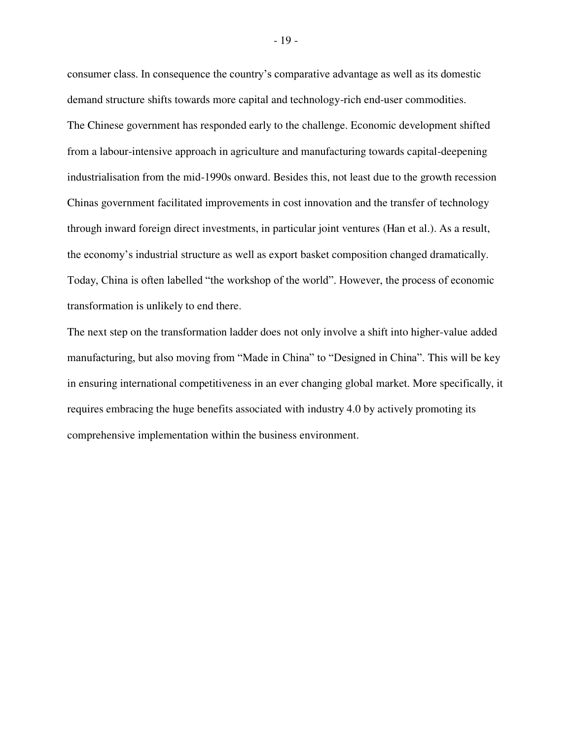consumer class. In consequence the country's comparative advantage as well as its domestic demand structure shifts towards more capital and technology-rich end-user commodities.

The Chinese government has responded early to the challenge. Economic development shifted from a labour-intensive approach in agriculture and manufacturing towards capital-deepening industrialisation from the mid-1990s onward. Besides this, not least due to the growth recession Chinas government facilitated improvements in cost innovation and the transfer of technology through inward foreign direct investments, in particular joint ventures (Han et al.). As a result, the economy's industrial structure as well as export basket composition changed dramatically. Today, China is often labelled "the workshop of the world". However, the process of economic transformation is unlikely to end there.

The next step on the transformation ladder does not only involve a shift into higher-value added manufacturing, but also moving from "Made in China" to "Designed in China". This will be key in ensuring international competitiveness in an ever changing global market. More specifically, it requires embracing the huge benefits associated with industry 4.0 by actively promoting its comprehensive implementation within the business environment.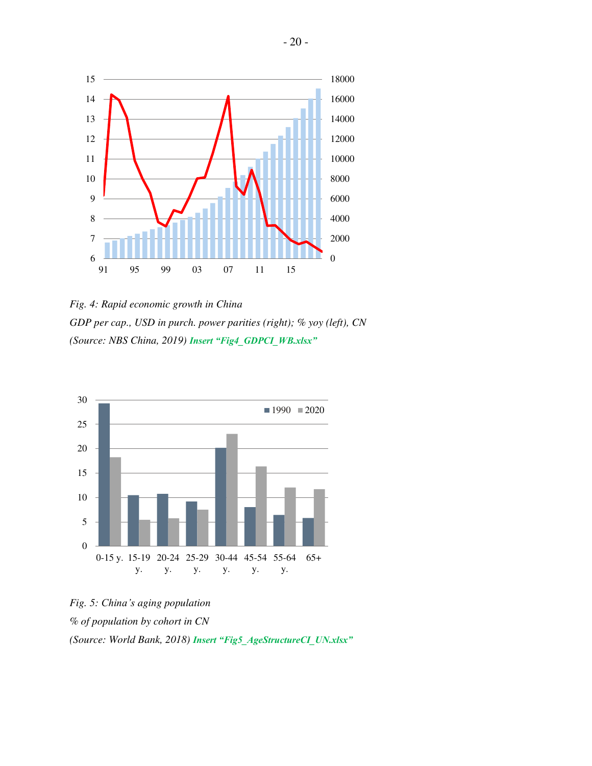*Fig. 4: Rapid economic growth in China*

*GDP per cap., USD in purch. power parities (right); % yoy (left), CN*

*(Source: NBS China, 2019)* ***Insert "Fig4_GDPCI_WB.xlsx"***

*Fig. 5: China's aging population*

*% of population by cohort in CN*

*(Source: World Bank, 2018)* ***Insert "Fig5_AgeStructureCI_UN.xlsx"***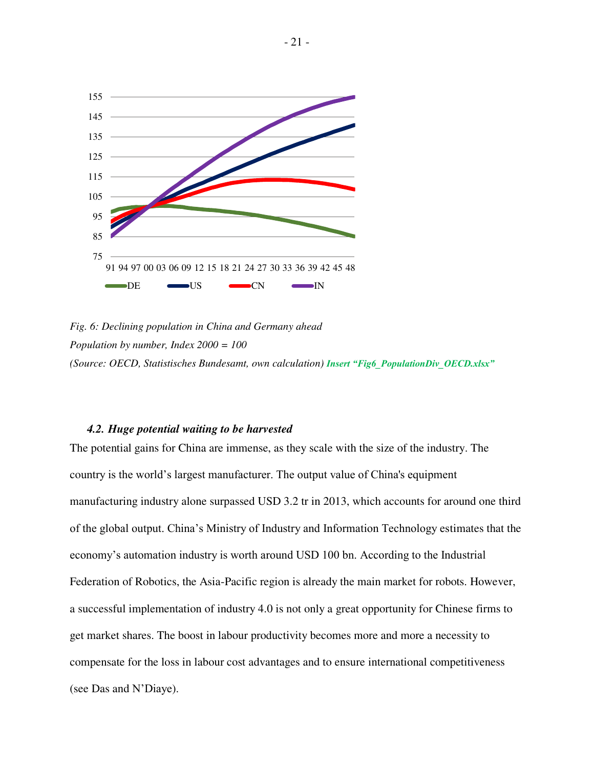*Fig. 6: Declining population in China and Germany ahead*

*Population by number, Index 2000 = 100*

*(Source: OECD, Statistisches Bundesamt, own calculation)* ***Insert "Fig6_PopulationDiv_OECD.xlsx"***

### *4.2. Huge potential waiting to be harvested*

The potential gains for China are immense, as they scale with the size of the industry. The country is the world's largest manufacturer. The output value of China's equipment manufacturing industry alone surpassed USD 3.2 tr in 2013, which accounts for around one third of the global output. China's Ministry of Industry and Information Technology estimates that the economy's automation industry is worth around USD 100 bn. According to the Industrial Federation of Robotics, the Asia-Pacific region is already the main market for robots. However, a successful implementation of industry 4.0 is not only a great opportunity for Chinese firms to get market shares. The boost in labour productivity becomes more and more a necessity to compensate for the loss in labour cost advantages and to ensure international competitiveness (see Das and N'Diaye).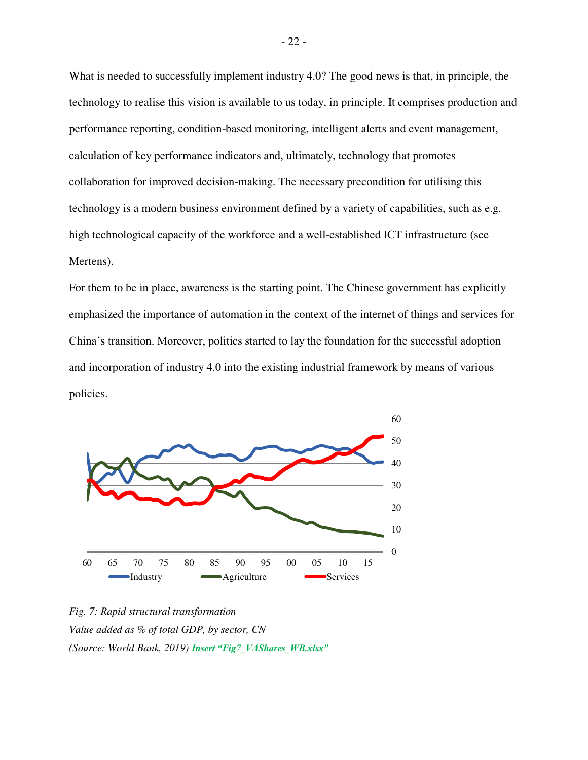What is needed to successfully implement industry 4.0? The good news is that, in principle, the technology to realise this vision is available to us today, in principle. It comprises production and performance reporting, condition-based monitoring, intelligent alerts and event management, calculation of key performance indicators and, ultimately, technology that promotes collaboration for improved decision-making. The necessary precondition for utilising this technology is a modern business environment defined by a variety of capabilities, such as e.g. high technological capacity of the workforce and a well-established ICT infrastructure (see Mertens).

For them to be in place, awareness is the starting point. The Chinese government has explicitly emphasized the importance of automation in the context of the internet of things and services for China's transition. Moreover, politics started to lay the foundation for the successful adoption and incorporation of industry 4.0 into the existing industrial framework by means of various policies.

*Fig. 7: Rapid structural transformation*
*Value added as % of total GDP, by sector, CN*
*(Source: World Bank, 2019)* ***Insert "Fig7_VAShares_WB.xlsx"***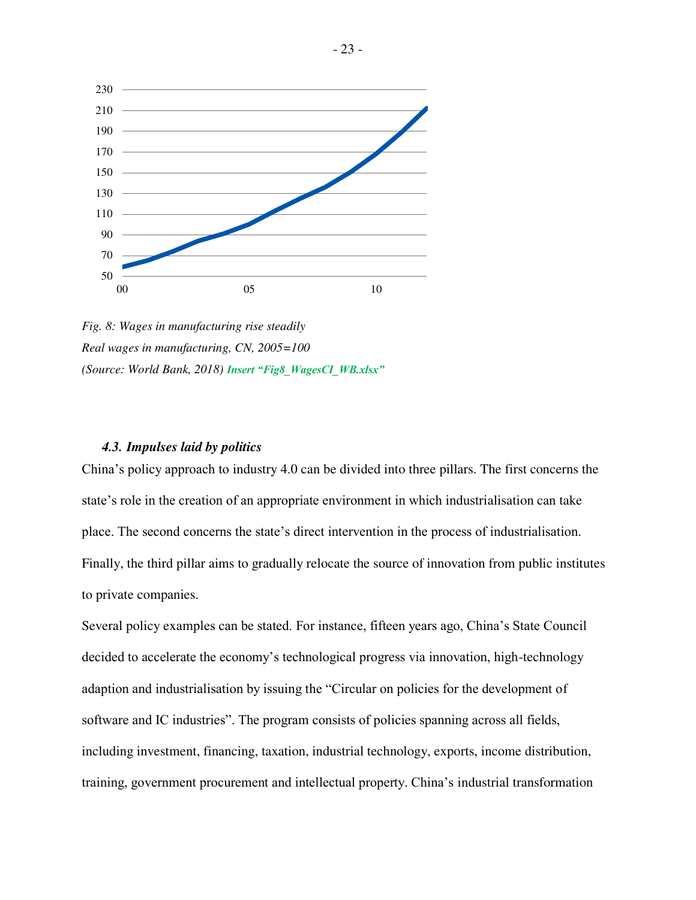*Fig. 8: Wages in manufacturing rise steadily*
*Real wages in manufacturing, CN, 2005=100*
*(Source: World Bank, 2018)* ***Insert "Fig8_WagesCI_WB.xlsx"***

### *4.3. Impulses laid by politics*

China's policy approach to industry 4.0 can be divided into three pillars. The first concerns the state's role in the creation of an appropriate environment in which industrialisation can take place. The second concerns the state's direct intervention in the process of industrialisation. Finally, the third pillar aims to gradually relocate the source of innovation from public institutes to private companies.

Several policy examples can be stated. For instance, fifteen years ago, China's State Council decided to accelerate the economy's technological progress via innovation, high-technology adaption and industrialisation by issuing the "Circular on policies for the development of software and IC industries". The program consists of policies spanning across all fields, including investment, financing, taxation, industrial technology, exports, income distribution, training, government procurement and intellectual property. China's industrial transformation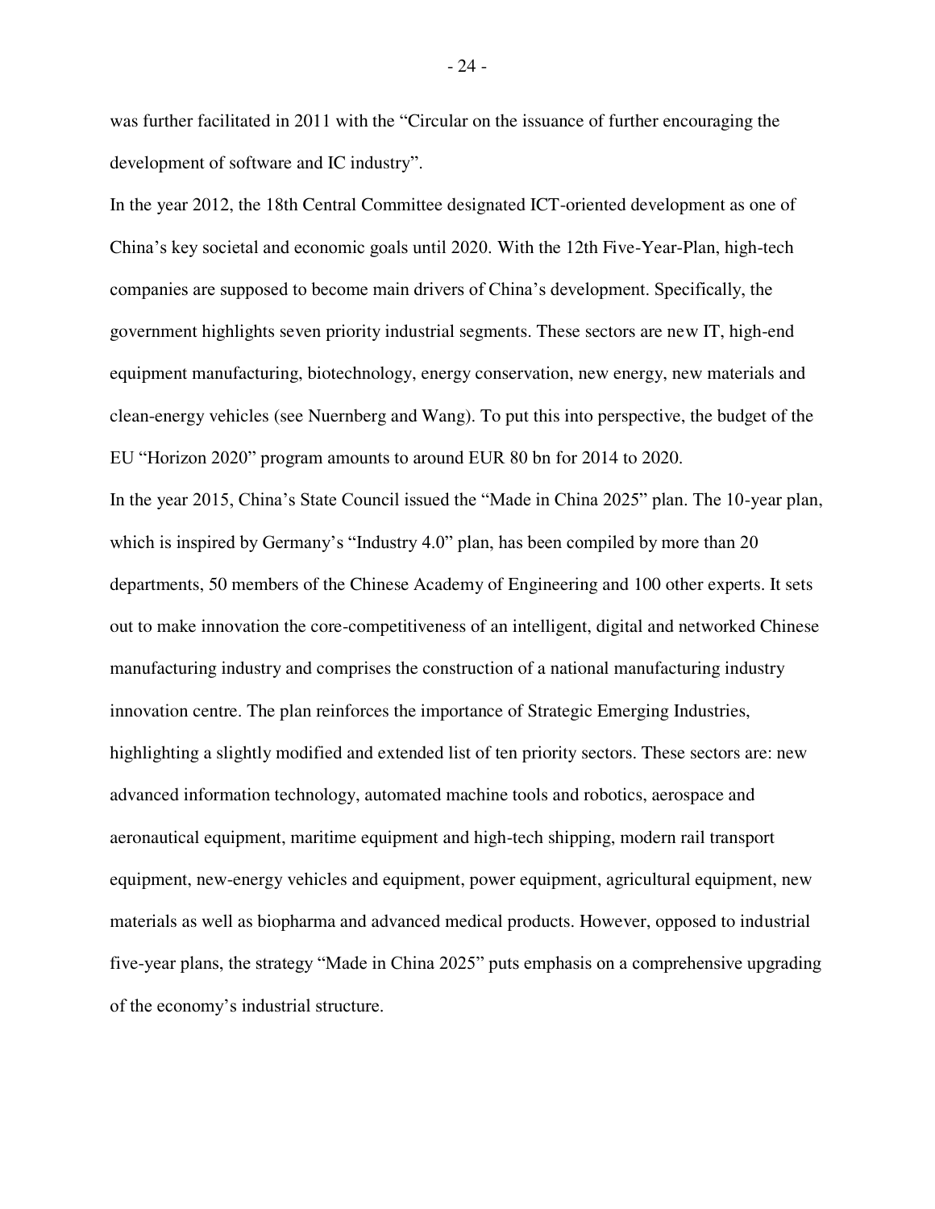was further facilitated in 2011 with the "Circular on the issuance of further encouraging the development of software and IC industry".

In the year 2012, the 18th Central Committee designated ICT-oriented development as one of China's key societal and economic goals until 2020. With the 12th Five-Year-Plan, high-tech companies are supposed to become main drivers of China's development. Specifically, the government highlights seven priority industrial segments. These sectors are new IT, high-end equipment manufacturing, biotechnology, energy conservation, new energy, new materials and clean-energy vehicles (see Nuernberg and Wang). To put this into perspective, the budget of the EU "Horizon 2020" program amounts to around EUR 80 bn for 2014 to 2020.

In the year 2015, China's State Council issued the "Made in China 2025" plan. The 10-year plan, which is inspired by Germany's "Industry 4.0" plan, has been compiled by more than 20 departments, 50 members of the Chinese Academy of Engineering and 100 other experts. It sets out to make innovation the core-competitiveness of an intelligent, digital and networked Chinese manufacturing industry and comprises the construction of a national manufacturing industry innovation centre. The plan reinforces the importance of Strategic Emerging Industries, highlighting a slightly modified and extended list of ten priority sectors. These sectors are: new advanced information technology, automated machine tools and robotics, aerospace and aeronautical equipment, maritime equipment and high-tech shipping, modern rail transport equipment, new-energy vehicles and equipment, power equipment, agricultural equipment, new materials as well as biopharma and advanced medical products. However, opposed to industrial five-year plans, the strategy "Made in China 2025" puts emphasis on a comprehensive upgrading of the economy's industrial structure.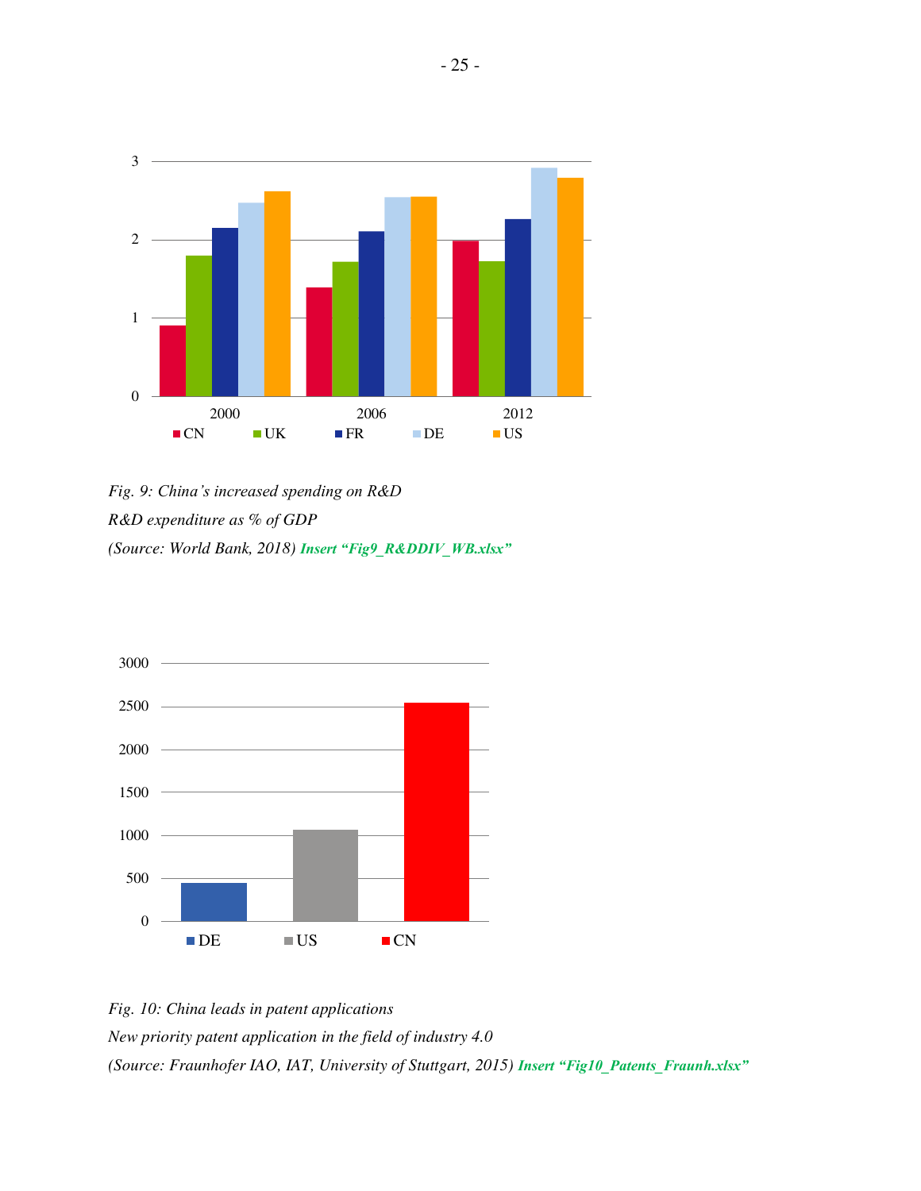*Fig. 9: China's increased spending on R&D*

*R&D expenditure as % of GDP*

*(Source: World Bank, 2018)* ***Insert "Fig9_R&DDIV_WB.xlsx"***

*Fig. 10: China leads in patent applications*

*New priority patent application in the field of industry 4.0*

*(Source: Fraunhofer IAO, IAT, University of Stuttgart, 2015)* ***Insert "Fig10_Patents_Fraunh.xlsx"***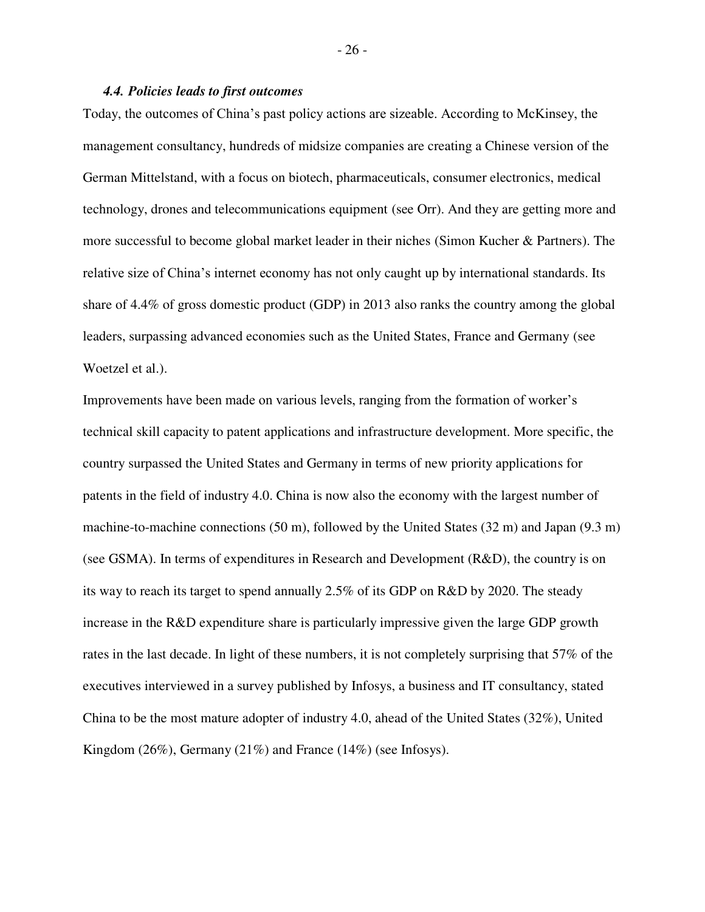### *4.4. Policies leads to first outcomes*

Today, the outcomes of China's past policy actions are sizeable. According to McKinsey, the management consultancy, hundreds of midsize companies are creating a Chinese version of the German Mittelstand, with a focus on biotech, pharmaceuticals, consumer electronics, medical technology, drones and telecommunications equipment (see Orr). And they are getting more and more successful to become global market leader in their niches (Simon Kucher & Partners). The relative size of China's internet economy has not only caught up by international standards. Its share of 4.4% of gross domestic product (GDP) in 2013 also ranks the country among the global leaders, surpassing advanced economies such as the United States, France and Germany (see Woetzel et al.).

Improvements have been made on various levels, ranging from the formation of worker's technical skill capacity to patent applications and infrastructure development. More specific, the country surpassed the United States and Germany in terms of new priority applications for patents in the field of industry 4.0. China is now also the economy with the largest number of machine-to-machine connections (50 m), followed by the United States (32 m) and Japan (9.3 m) (see GSMA). In terms of expenditures in Research and Development (R&D), the country is on its way to reach its target to spend annually 2.5% of its GDP on R&D by 2020. The steady increase in the R&D expenditure share is particularly impressive given the large GDP growth rates in the last decade. In light of these numbers, it is not completely surprising that 57% of the executives interviewed in a survey published by Infosys, a business and IT consultancy, stated China to be the most mature adopter of industry 4.0, ahead of the United States (32%), United Kingdom (26%), Germany (21%) and France (14%) (see Infosys).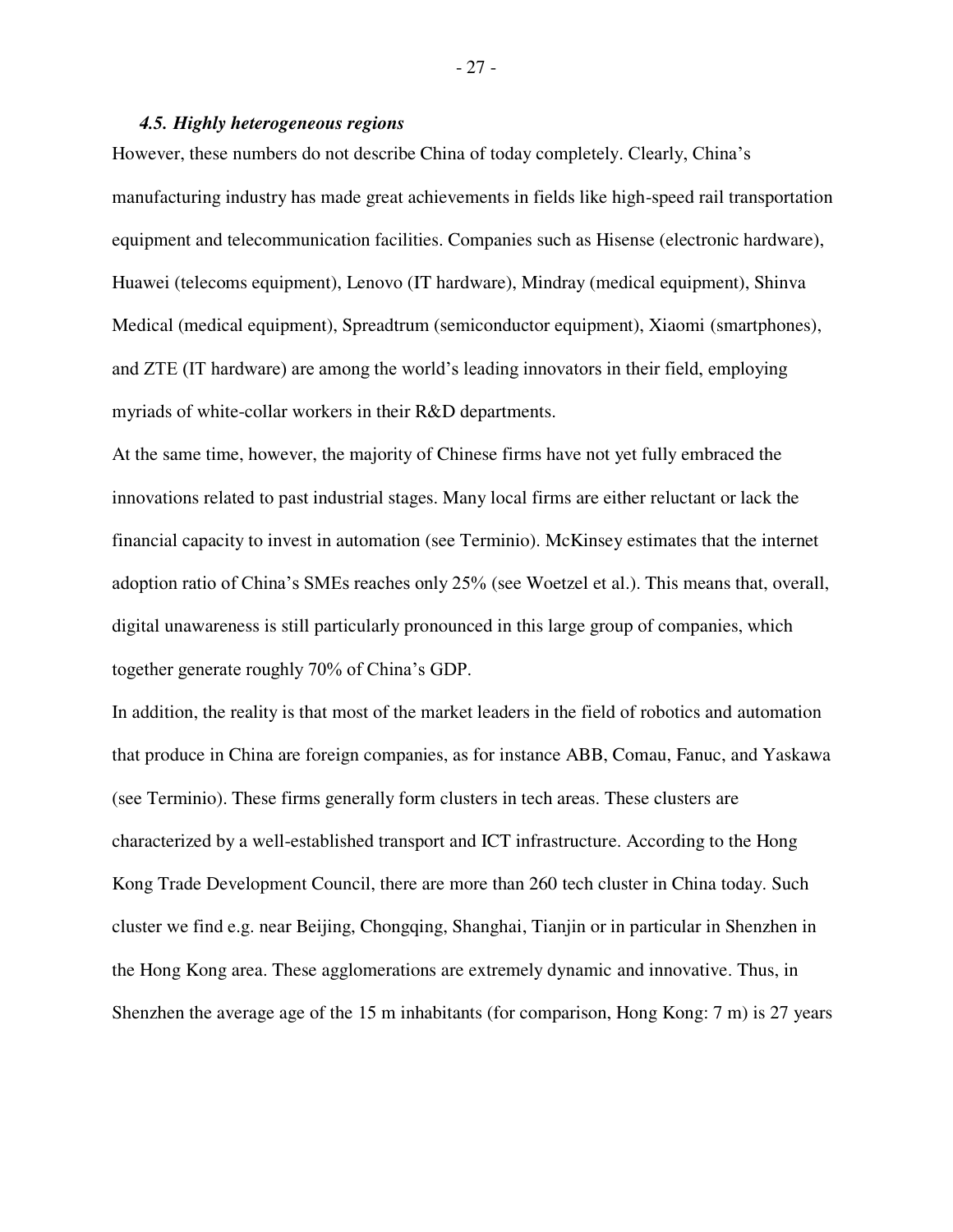### *4.5. Highly heterogeneous regions*

However, these numbers do not describe China of today completely. Clearly, China's manufacturing industry has made great achievements in fields like high-speed rail transportation equipment and telecommunication facilities. Companies such as Hisense (electronic hardware), Huawei (telecoms equipment), Lenovo (IT hardware), Mindray (medical equipment), Shinva Medical (medical equipment), Spreadtrum (semiconductor equipment), Xiaomi (smartphones), and ZTE (IT hardware) are among the world's leading innovators in their field, employing myriads of white-collar workers in their R&D departments.

At the same time, however, the majority of Chinese firms have not yet fully embraced the innovations related to past industrial stages. Many local firms are either reluctant or lack the financial capacity to invest in automation (see Terminio). McKinsey estimates that the internet adoption ratio of China's SMEs reaches only 25% (see Woetzel et al.). This means that, overall, digital unawareness is still particularly pronounced in this large group of companies, which together generate roughly 70% of China's GDP.

In addition, the reality is that most of the market leaders in the field of robotics and automation that produce in China are foreign companies, as for instance ABB, Comau, Fanuc, and Yaskawa (see Terminio). These firms generally form clusters in tech areas. These clusters are characterized by a well-established transport and ICT infrastructure. According to the Hong Kong Trade Development Council, there are more than 260 tech cluster in China today. Such cluster we find e.g. near Beijing, Chongqing, Shanghai, Tianjin or in particular in Shenzhen in the Hong Kong area. These agglomerations are extremely dynamic and innovative. Thus, in Shenzhen the average age of the 15 m inhabitants (for comparison, Hong Kong: 7 m) is 27 years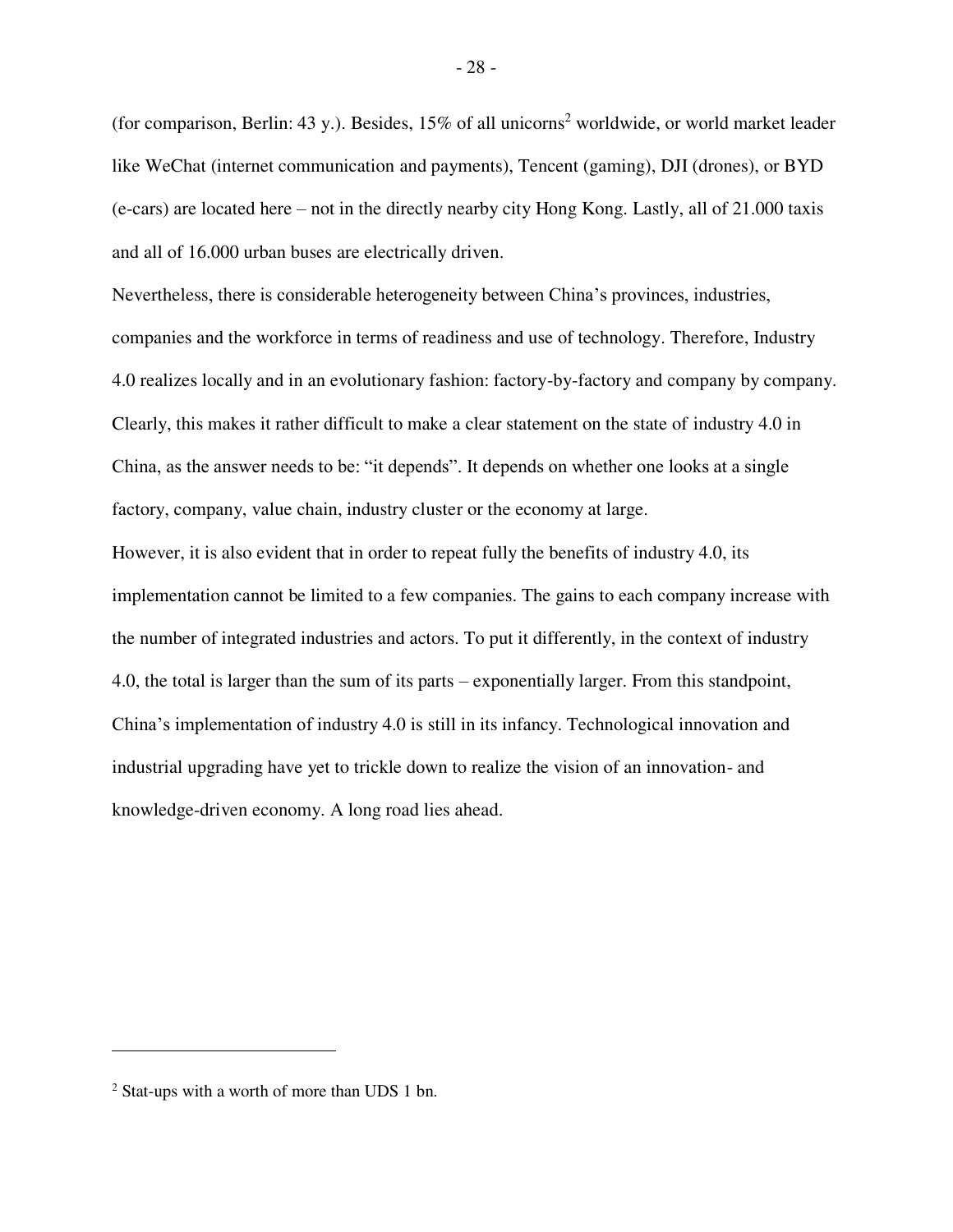(for comparison, Berlin: 43 y.). Besides, 15% of all unicorns[2] worldwide, or world market leader like WeChat (internet communication and payments), Tencent (gaming), DJI (drones), or BYD (e-cars) are located here – not in the directly nearby city Hong Kong. Lastly, all of 21.000 taxis and all of 16.000 urban buses are electrically driven.

Nevertheless, there is considerable heterogeneity between China's provinces, industries, companies and the workforce in terms of readiness and use of technology. Therefore, Industry 4.0 realizes locally and in an evolutionary fashion: factory-by-factory and company by company. Clearly, this makes it rather difficult to make a clear statement on the state of industry 4.0 in China, as the answer needs to be: "it depends". It depends on whether one looks at a single factory, company, value chain, industry cluster or the economy at large.

However, it is also evident that in order to repeat fully the benefits of industry 4.0, its implementation cannot be limited to a few companies. The gains to each company increase with the number of integrated industries and actors. To put it differently, in the context of industry 4.0, the total is larger than the sum of its parts – exponentially larger. From this standpoint, China's implementation of industry 4.0 is still in its infancy. Technological innovation and industrial upgrading have yet to trickle down to realize the vision of an innovation- and knowledge-driven economy. A long road lies ahead.

---

[2] Stat-ups with a worth of more than UDS 1 bn.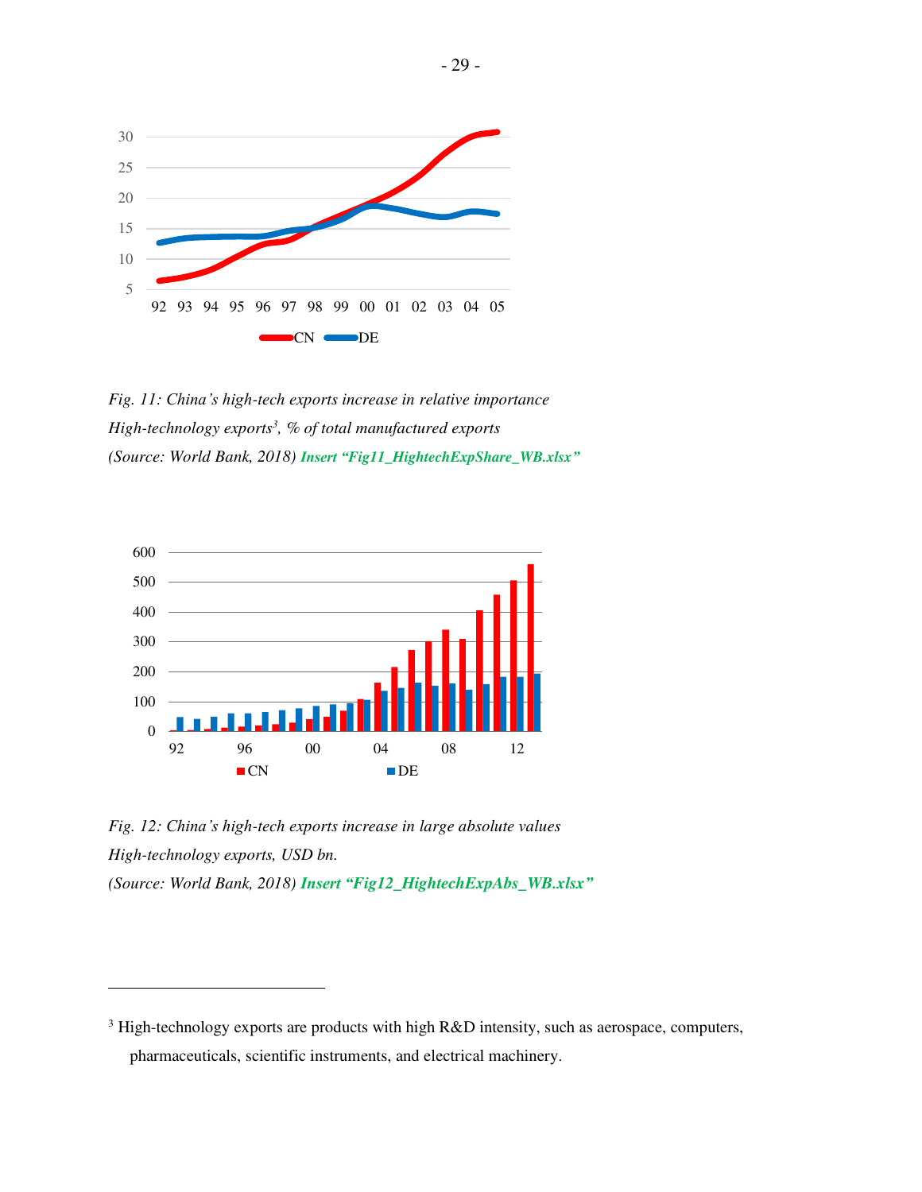*Fig. 11: China's high-tech exports increase in relative importance*
*High-technology exports[3], % of total manufactured exports*
*(Source: World Bank, 2018)* ***Insert "Fig11_HightechExpShare_WB.xlsx"***

*Fig. 12: China's high-tech exports increase in large absolute values*
*High-technology exports, USD bn.*
*(Source: World Bank, 2018)* ***Insert "Fig12_HightechExpAbs_WB.xlsx"***

---

[3] High-technology exports are products with high R&D intensity, such as aerospace, computers, pharmaceuticals, scientific instruments, and electrical machinery.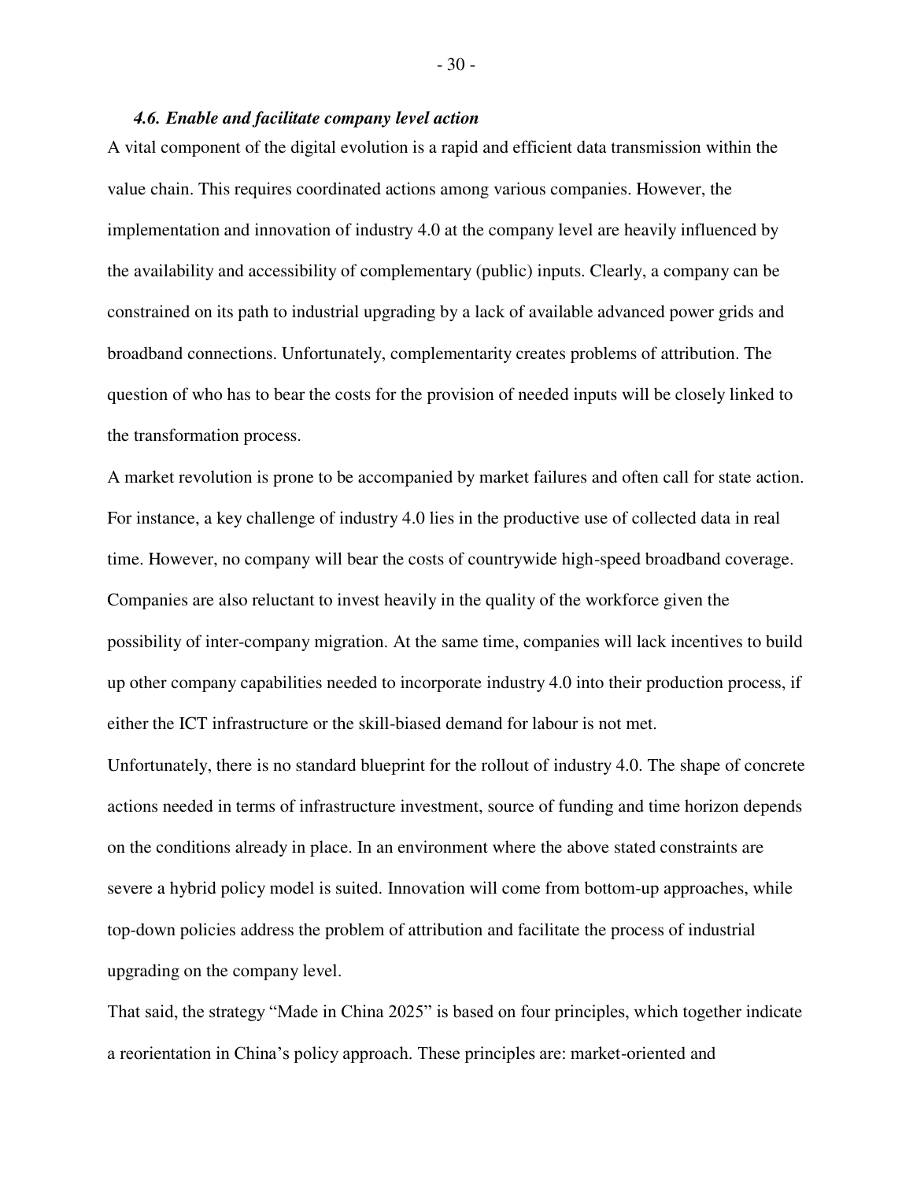### *4.6. Enable and facilitate company level action*

A vital component of the digital evolution is a rapid and efficient data transmission within the value chain. This requires coordinated actions among various companies. However, the implementation and innovation of industry 4.0 at the company level are heavily influenced by the availability and accessibility of complementary (public) inputs. Clearly, a company can be constrained on its path to industrial upgrading by a lack of available advanced power grids and broadband connections. Unfortunately, complementarity creates problems of attribution. The question of who has to bear the costs for the provision of needed inputs will be closely linked to the transformation process.

A market revolution is prone to be accompanied by market failures and often call for state action. For instance, a key challenge of industry 4.0 lies in the productive use of collected data in real time. However, no company will bear the costs of countrywide high-speed broadband coverage. Companies are also reluctant to invest heavily in the quality of the workforce given the possibility of inter-company migration. At the same time, companies will lack incentives to build up other company capabilities needed to incorporate industry 4.0 into their production process, if either the ICT infrastructure or the skill-biased demand for labour is not met.

Unfortunately, there is no standard blueprint for the rollout of industry 4.0. The shape of concrete actions needed in terms of infrastructure investment, source of funding and time horizon depends on the conditions already in place. In an environment where the above stated constraints are severe a hybrid policy model is suited. Innovation will come from bottom-up approaches, while top-down policies address the problem of attribution and facilitate the process of industrial upgrading on the company level.

That said, the strategy "Made in China 2025" is based on four principles, which together indicate a reorientation in China's policy approach. These principles are: market-oriented and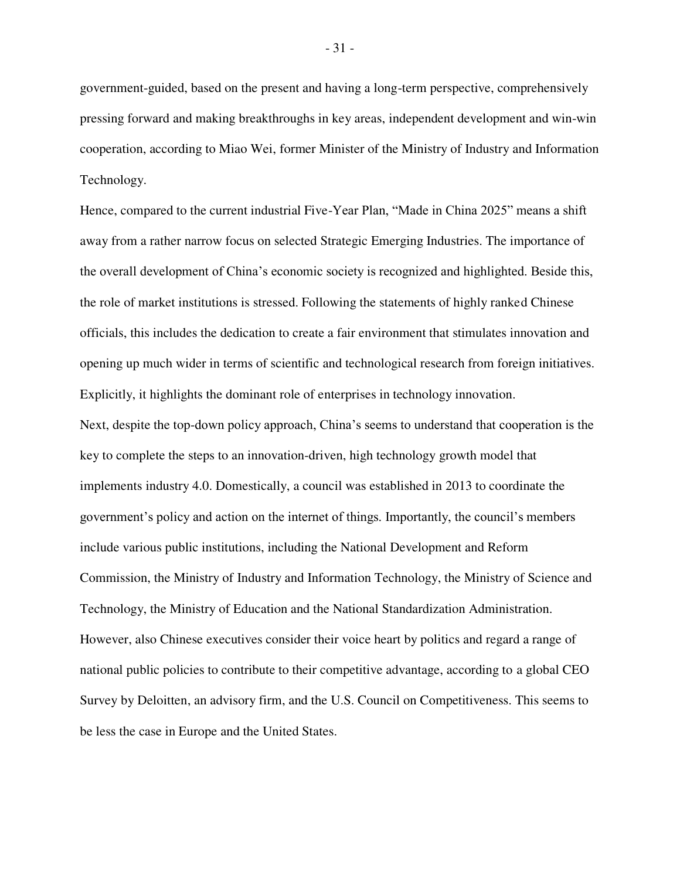government-guided, based on the present and having a long-term perspective, comprehensively pressing forward and making breakthroughs in key areas, independent development and win-win cooperation, according to Miao Wei, former Minister of the Ministry of Industry and Information Technology.

Hence, compared to the current industrial Five-Year Plan, "Made in China 2025" means a shift away from a rather narrow focus on selected Strategic Emerging Industries. The importance of the overall development of China's economic society is recognized and highlighted. Beside this, the role of market institutions is stressed. Following the statements of highly ranked Chinese officials, this includes the dedication to create a fair environment that stimulates innovation and opening up much wider in terms of scientific and technological research from foreign initiatives. Explicitly, it highlights the dominant role of enterprises in technology innovation.

Next, despite the top-down policy approach, China's seems to understand that cooperation is the key to complete the steps to an innovation-driven, high technology growth model that implements industry 4.0. Domestically, a council was established in 2013 to coordinate the government's policy and action on the internet of things. Importantly, the council's members include various public institutions, including the National Development and Reform Commission, the Ministry of Industry and Information Technology, the Ministry of Science and Technology, the Ministry of Education and the National Standardization Administration. However, also Chinese executives consider their voice heart by politics and regard a range of national public policies to contribute to their competitive advantage, according to a global CEO Survey by Deloitten, an advisory firm, and the U.S. Council on Competitiveness. This seems to be less the case in Europe and the United States.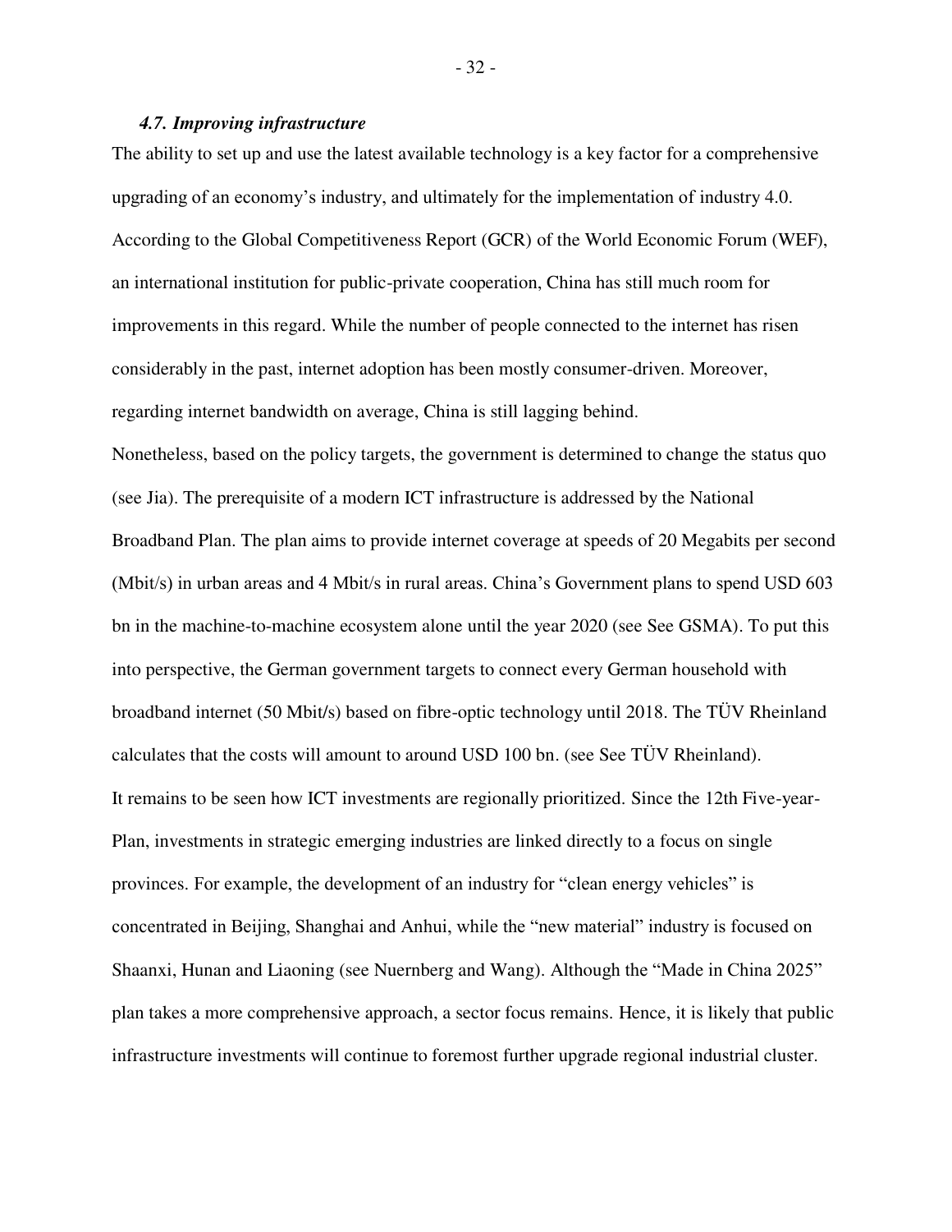### *4.7. Improving infrastructure*

The ability to set up and use the latest available technology is a key factor for a comprehensive upgrading of an economy's industry, and ultimately for the implementation of industry 4.0. According to the Global Competitiveness Report (GCR) of the World Economic Forum (WEF), an international institution for public-private cooperation, China has still much room for improvements in this regard. While the number of people connected to the internet has risen considerably in the past, internet adoption has been mostly consumer-driven. Moreover, regarding internet bandwidth on average, China is still lagging behind.

Nonetheless, based on the policy targets, the government is determined to change the status quo (see Jia). The prerequisite of a modern ICT infrastructure is addressed by the National Broadband Plan. The plan aims to provide internet coverage at speeds of 20 Megabits per second (Mbit/s) in urban areas and 4 Mbit/s in rural areas. China's Government plans to spend USD 603 bn in the machine-to-machine ecosystem alone until the year 2020 (see See GSMA). To put this into perspective, the German government targets to connect every German household with broadband internet (50 Mbit/s) based on fibre-optic technology until 2018. The TÜV Rheinland calculates that the costs will amount to around USD 100 bn. (see See TÜV Rheinland).

It remains to be seen how ICT investments are regionally prioritized. Since the 12th Five-year-Plan, investments in strategic emerging industries are linked directly to a focus on single provinces. For example, the development of an industry for "clean energy vehicles" is concentrated in Beijing, Shanghai and Anhui, while the "new material" industry is focused on Shaanxi, Hunan and Liaoning (see Nuernberg and Wang). Although the "Made in China 2025" plan takes a more comprehensive approach, a sector focus remains. Hence, it is likely that public infrastructure investments will continue to foremost further upgrade regional industrial cluster.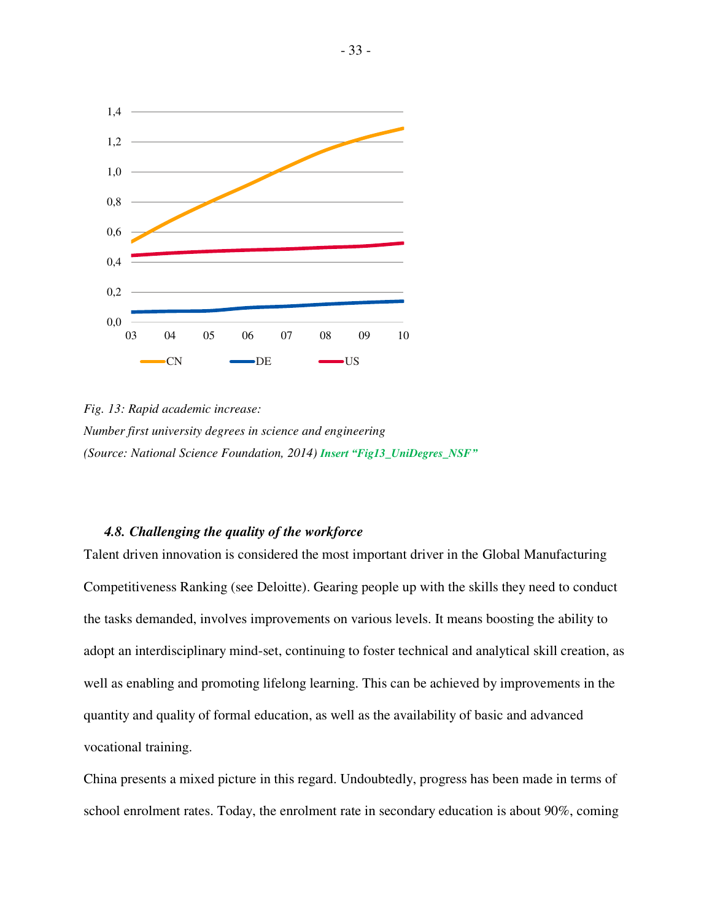*Fig. 13: Rapid academic increase:*
*Number first university degrees in science and engineering*
*(Source: National Science Foundation, 2014)* ***Insert "Fig13_UniDegres_NSF"***

#### *4.8. Challenging the quality of the workforce*

Talent driven innovation is considered the most important driver in the Global Manufacturing Competitiveness Ranking (see Deloitte). Gearing people up with the skills they need to conduct the tasks demanded, involves improvements on various levels. It means boosting the ability to adopt an interdisciplinary mind-set, continuing to foster technical and analytical skill creation, as well as enabling and promoting lifelong learning. This can be achieved by improvements in the quantity and quality of formal education, as well as the availability of basic and advanced vocational training.

China presents a mixed picture in this regard. Undoubtedly, progress has been made in terms of school enrolment rates. Today, the enrolment rate in secondary education is about 90%, coming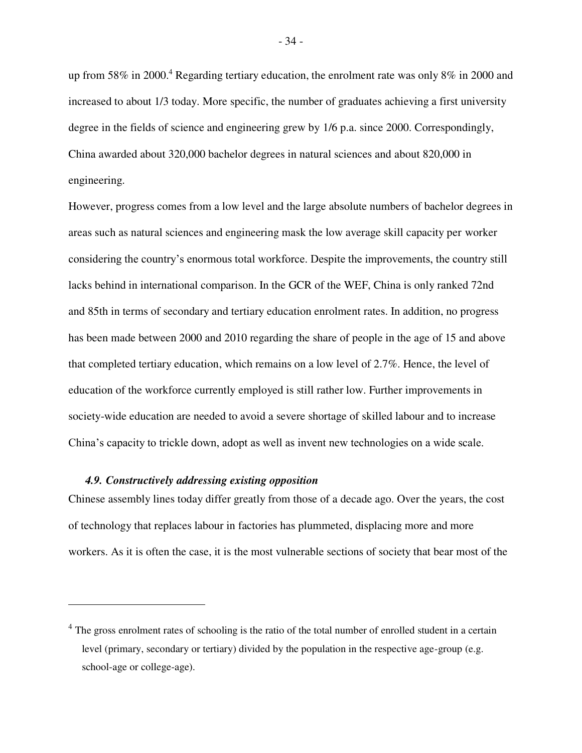up from 58% in 2000.[4] Regarding tertiary education, the enrolment rate was only 8% in 2000 and increased to about 1/3 today. More specific, the number of graduates achieving a first university degree in the fields of science and engineering grew by 1/6 p.a. since 2000. Correspondingly, China awarded about 320,000 bachelor degrees in natural sciences and about 820,000 in engineering.

However, progress comes from a low level and the large absolute numbers of bachelor degrees in areas such as natural sciences and engineering mask the low average skill capacity per worker considering the country's enormous total workforce. Despite the improvements, the country still lacks behind in international comparison. In the GCR of the WEF, China is only ranked 72nd and 85th in terms of secondary and tertiary education enrolment rates. In addition, no progress has been made between 2000 and 2010 regarding the share of people in the age of 15 and above that completed tertiary education, which remains on a low level of 2.7%. Hence, the level of education of the workforce currently employed is still rather low. Further improvements in society-wide education are needed to avoid a severe shortage of skilled labour and to increase China's capacity to trickle down, adopt as well as invent new technologies on a wide scale.

### *4.9. Constructively addressing existing opposition*

Chinese assembly lines today differ greatly from those of a decade ago. Over the years, the cost of technology that replaces labour in factories has plummeted, displacing more and more workers. As it is often the case, it is the most vulnerable sections of society that bear most of the

---

[4] The gross enrolment rates of schooling is the ratio of the total number of enrolled student in a certain level (primary, secondary or tertiary) divided by the population in the respective age-group (e.g. school-age or college-age).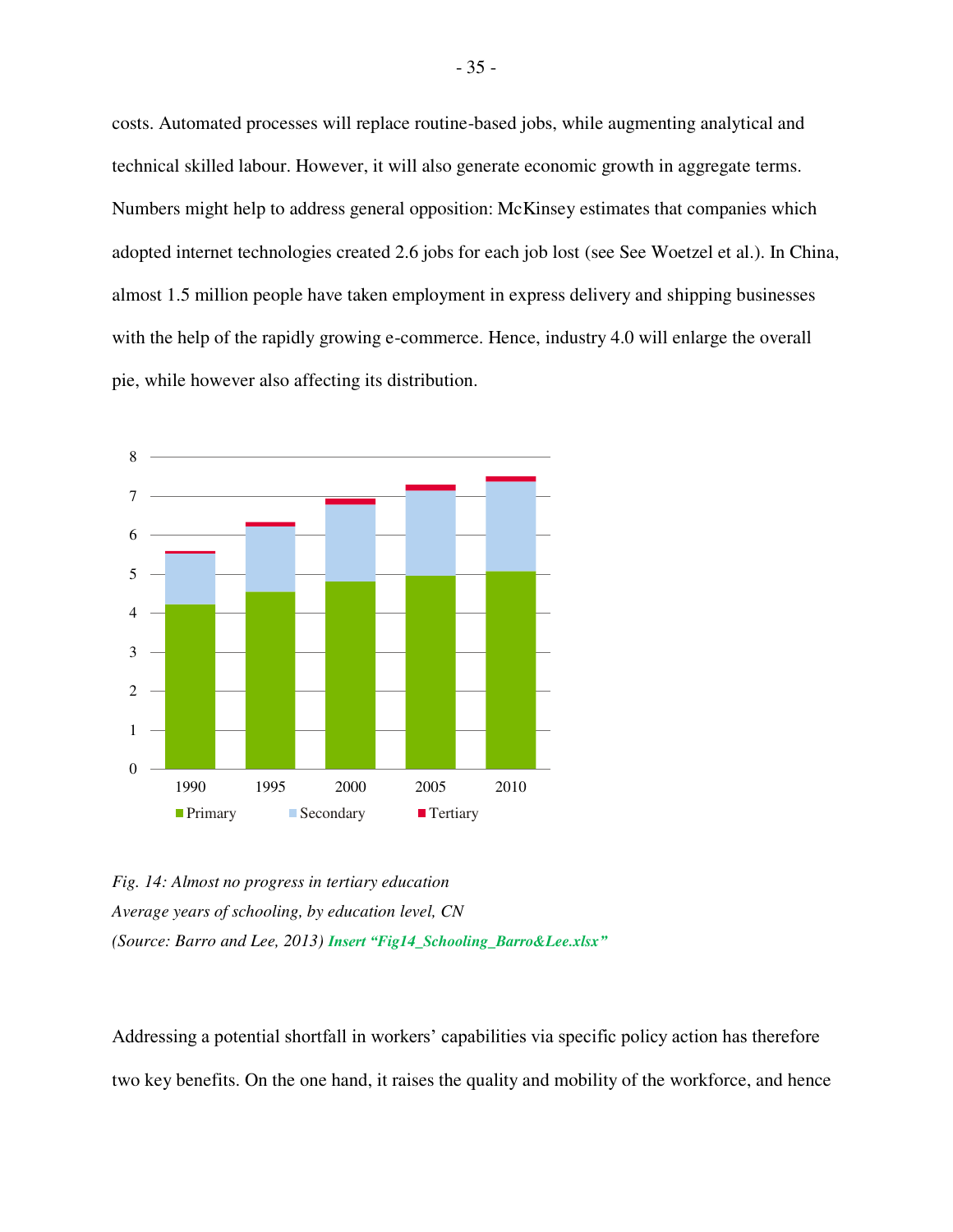costs. Automated processes will replace routine-based jobs, while augmenting analytical and technical skilled labour. However, it will also generate economic growth in aggregate terms. Numbers might help to address general opposition: McKinsey estimates that companies which adopted internet technologies created 2.6 jobs for each job lost (see See Woetzel et al.). In China, almost 1.5 million people have taken employment in express delivery and shipping businesses with the help of the rapidly growing e-commerce. Hence, industry 4.0 will enlarge the overall pie, while however also affecting its distribution.

*Fig. 14: Almost no progress in tertiary education*
*Average years of schooling, by education level, CN*
*(Source: Barro and Lee, 2013)* ***Insert "Fig14_Schooling_Barro&Lee.xlsx"***

Addressing a potential shortfall in workers' capabilities via specific policy action has therefore two key benefits. On the one hand, it raises the quality and mobility of the workforce, and hence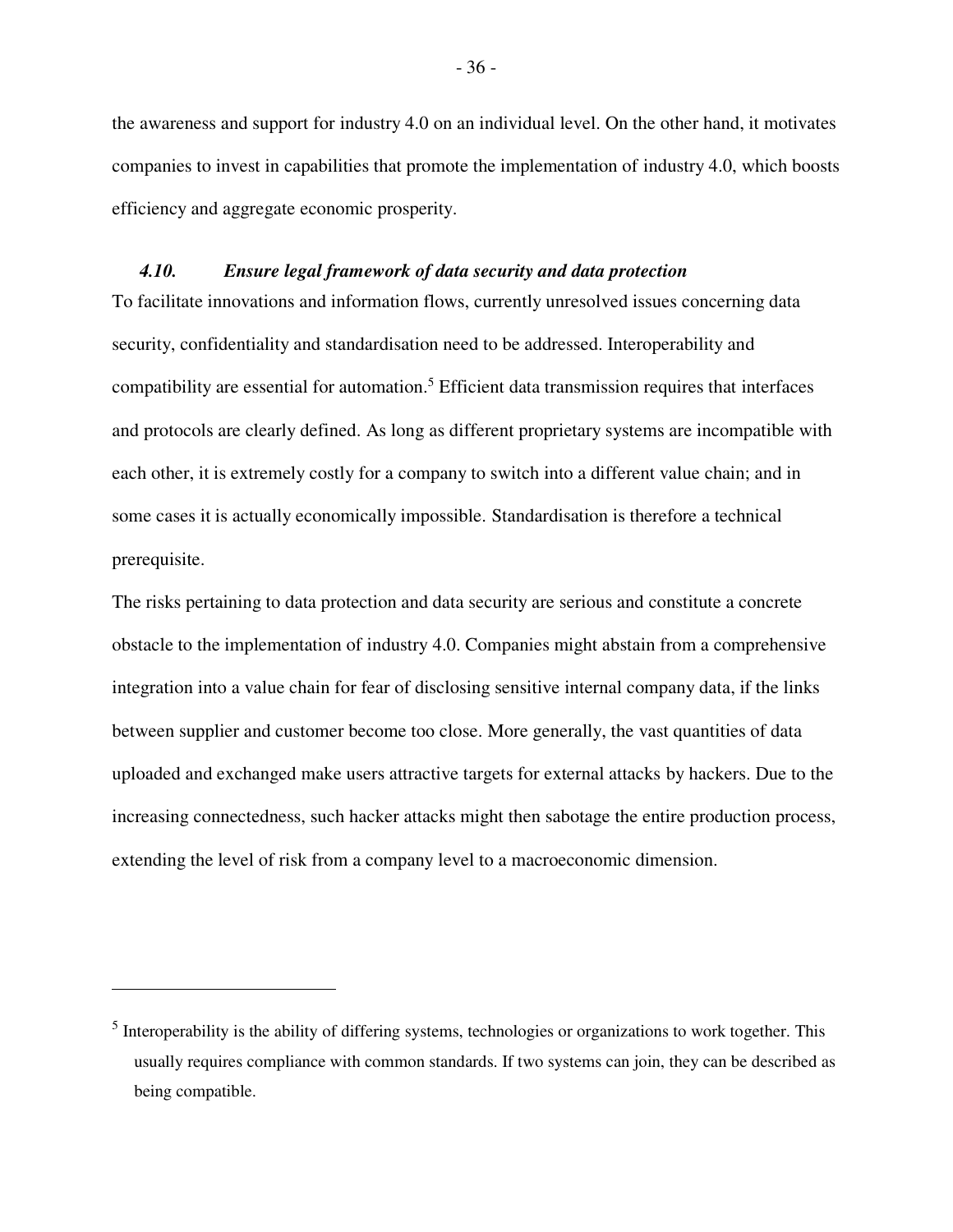the awareness and support for industry 4.0 on an individual level. On the other hand, it motivates companies to invest in capabilities that promote the implementation of industry 4.0, which boosts efficiency and aggregate economic prosperity.

### *4.10. Ensure legal framework of data security and data protection*

To facilitate innovations and information flows, currently unresolved issues concerning data security, confidentiality and standardisation need to be addressed. Interoperability and compatibility are essential for automation.[5] Efficient data transmission requires that interfaces and protocols are clearly defined. As long as different proprietary systems are incompatible with each other, it is extremely costly for a company to switch into a different value chain; and in some cases it is actually economically impossible. Standardisation is therefore a technical prerequisite.

The risks pertaining to data protection and data security are serious and constitute a concrete obstacle to the implementation of industry 4.0. Companies might abstain from a comprehensive integration into a value chain for fear of disclosing sensitive internal company data, if the links between supplier and customer become too close. More generally, the vast quantities of data uploaded and exchanged make users attractive targets for external attacks by hackers. Due to the increasing connectedness, such hacker attacks might then sabotage the entire production process, extending the level of risk from a company level to a macroeconomic dimension.

---

[5] Interoperability is the ability of differing systems, technologies or organizations to work together. This usually requires compliance with common standards. If two systems can join, they can be described as being compatible.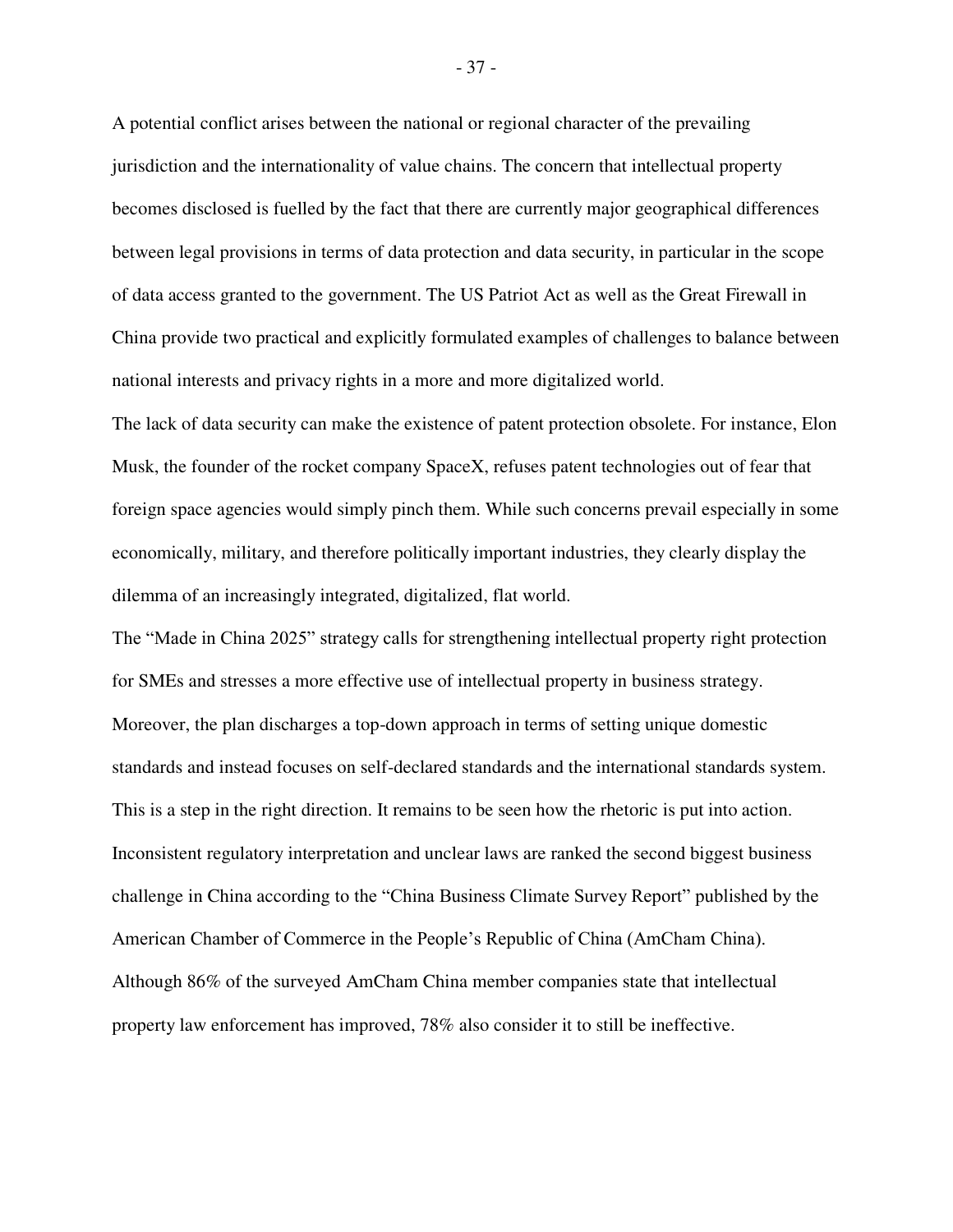A potential conflict arises between the national or regional character of the prevailing jurisdiction and the internationality of value chains. The concern that intellectual property becomes disclosed is fuelled by the fact that there are currently major geographical differences between legal provisions in terms of data protection and data security, in particular in the scope of data access granted to the government. The US Patriot Act as well as the Great Firewall in China provide two practical and explicitly formulated examples of challenges to balance between national interests and privacy rights in a more and more digitalized world.

The lack of data security can make the existence of patent protection obsolete. For instance, Elon Musk, the founder of the rocket company SpaceX, refuses patent technologies out of fear that foreign space agencies would simply pinch them. While such concerns prevail especially in some economically, military, and therefore politically important industries, they clearly display the dilemma of an increasingly integrated, digitalized, flat world.

The "Made in China 2025" strategy calls for strengthening intellectual property right protection for SMEs and stresses a more effective use of intellectual property in business strategy. Moreover, the plan discharges a top-down approach in terms of setting unique domestic standards and instead focuses on self-declared standards and the international standards system. This is a step in the right direction. It remains to be seen how the rhetoric is put into action. Inconsistent regulatory interpretation and unclear laws are ranked the second biggest business challenge in China according to the "China Business Climate Survey Report" published by the American Chamber of Commerce in the People's Republic of China (AmCham China). Although 86% of the surveyed AmCham China member companies state that intellectual property law enforcement has improved, 78% also consider it to still be ineffective.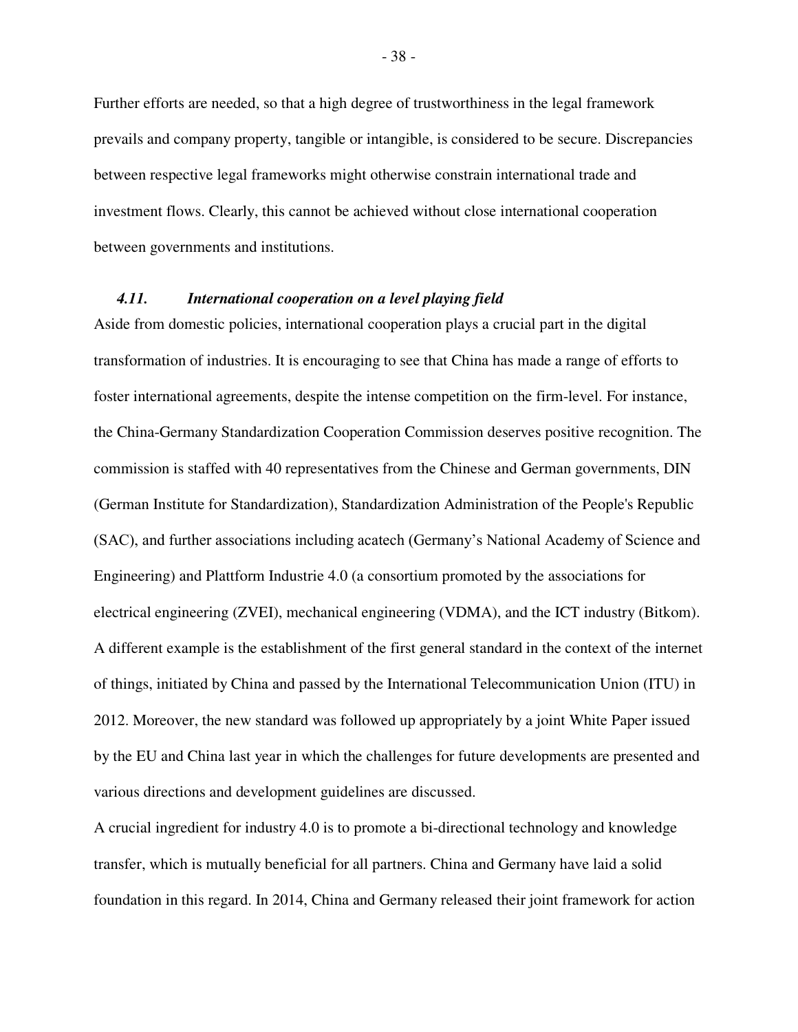Further efforts are needed, so that a high degree of trustworthiness in the legal framework prevails and company property, tangible or intangible, is considered to be secure. Discrepancies between respective legal frameworks might otherwise constrain international trade and investment flows. Clearly, this cannot be achieved without close international cooperation between governments and institutions.

### *4.11. International cooperation on a level playing field*

Aside from domestic policies, international cooperation plays a crucial part in the digital transformation of industries. It is encouraging to see that China has made a range of efforts to foster international agreements, despite the intense competition on the firm-level. For instance, the China-Germany Standardization Cooperation Commission deserves positive recognition. The commission is staffed with 40 representatives from the Chinese and German governments, DIN (German Institute for Standardization), Standardization Administration of the People's Republic (SAC), and further associations including acatech (Germany's National Academy of Science and Engineering) and Plattform Industrie 4.0 (a consortium promoted by the associations for electrical engineering (ZVEI), mechanical engineering (VDMA), and the ICT industry (Bitkom). A different example is the establishment of the first general standard in the context of the internet of things, initiated by China and passed by the International Telecommunication Union (ITU) in 2012. Moreover, the new standard was followed up appropriately by a joint White Paper issued by the EU and China last year in which the challenges for future developments are presented and various directions and development guidelines are discussed.

A crucial ingredient for industry 4.0 is to promote a bi-directional technology and knowledge transfer, which is mutually beneficial for all partners. China and Germany have laid a solid foundation in this regard. In 2014, China and Germany released their joint framework for action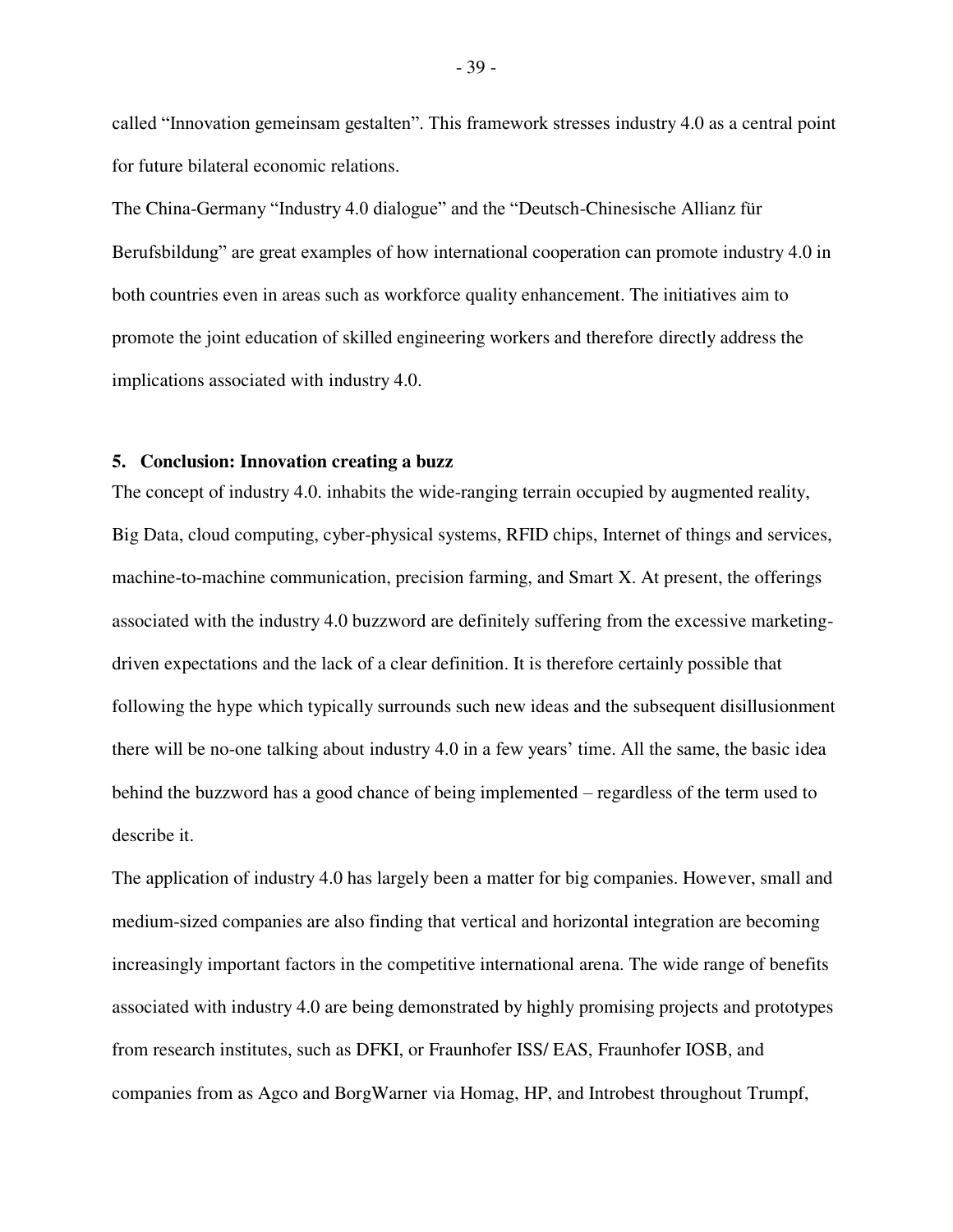called “Innovation gemeinsam gestalten”. This framework stresses industry 4.0 as a central point for future bilateral economic relations.

The China-Germany “Industry 4.0 dialogue” and the “Deutsch-Chinesische Allianz für Berufsbildung” are great examples of how international cooperation can promote industry 4.0 in both countries even in areas such as workforce quality enhancement. The initiatives aim to promote the joint education of skilled engineering workers and therefore directly address the implications associated with industry 4.0.

## 5. Conclusion: Innovation creating a buzz

The concept of industry 4.0. inhabits the wide-ranging terrain occupied by augmented reality, Big Data, cloud computing, cyber-physical systems, RFID chips, Internet of things and services, machine-to-machine communication, precision farming, and Smart X. At present, the offerings associated with the industry 4.0 buzzword are definitely suffering from the excessive marketing-driven expectations and the lack of a clear definition. It is therefore certainly possible that following the hype which typically surrounds such new ideas and the subsequent disillusionment there will be no-one talking about industry 4.0 in a few years' time. All the same, the basic idea behind the buzzword has a good chance of being implemented – regardless of the term used to describe it.

The application of industry 4.0 has largely been a matter for big companies. However, small and medium-sized companies are also finding that vertical and horizontal integration are becoming increasingly important factors in the competitive international arena. The wide range of benefits associated with industry 4.0 are being demonstrated by highly promising projects and prototypes from research institutes, such as DFKI, or Fraunhofer ISS/ EAS, Fraunhofer IOSB, and companies from as Agco and BorgWarner via Homag, HP, and Introbest throughout Trumpf,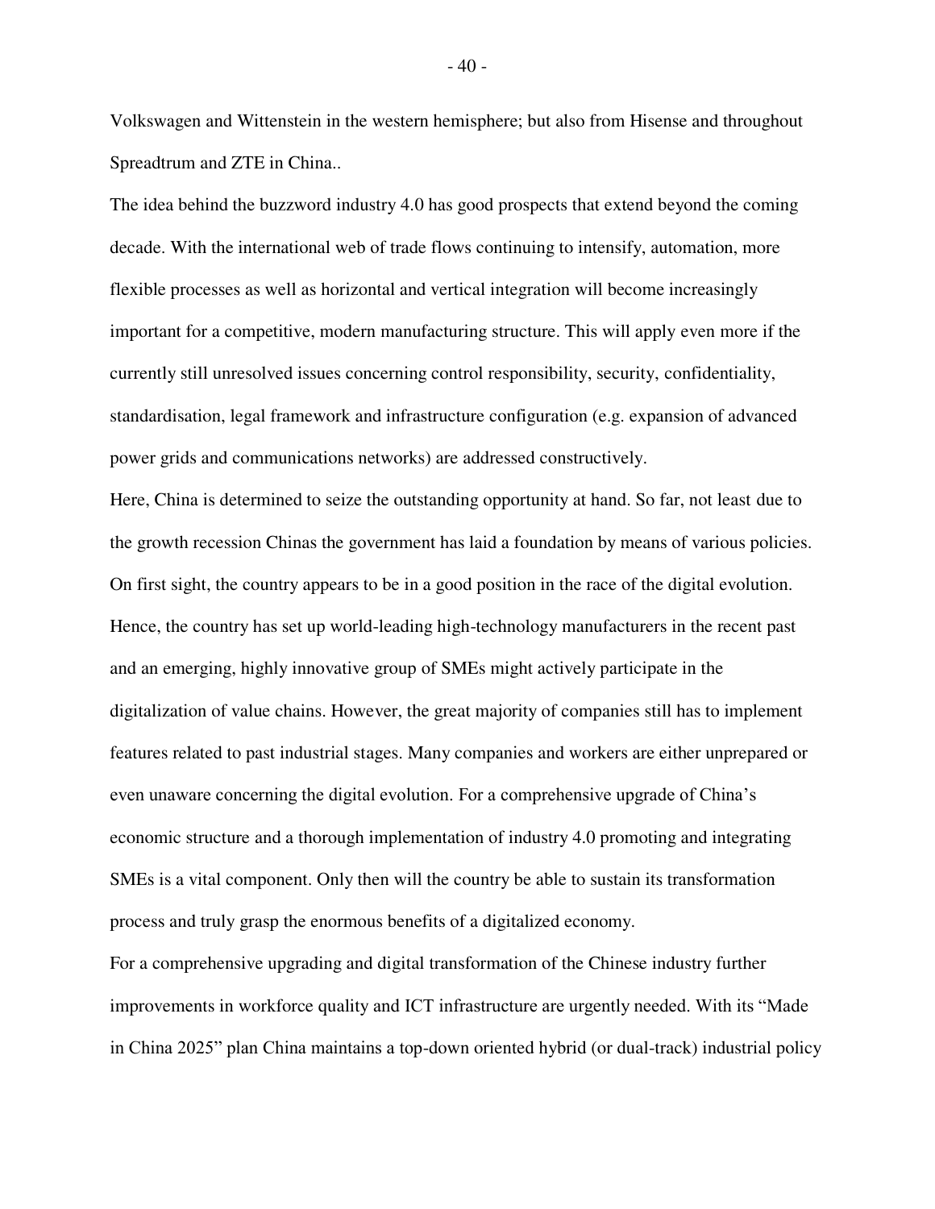Volkswagen and Wittenstein in the western hemisphere; but also from Hisense and throughout Spreadtrum and ZTE in China..

The idea behind the buzzword industry 4.0 has good prospects that extend beyond the coming decade. With the international web of trade flows continuing to intensify, automation, more flexible processes as well as horizontal and vertical integration will become increasingly important for a competitive, modern manufacturing structure. This will apply even more if the currently still unresolved issues concerning control responsibility, security, confidentiality, standardisation, legal framework and infrastructure configuration (e.g. expansion of advanced power grids and communications networks) are addressed constructively.

Here, China is determined to seize the outstanding opportunity at hand. So far, not least due to the growth recession Chinas the government has laid a foundation by means of various policies. On first sight, the country appears to be in a good position in the race of the digital evolution. Hence, the country has set up world-leading high-technology manufacturers in the recent past and an emerging, highly innovative group of SMEs might actively participate in the digitalization of value chains. However, the great majority of companies still has to implement features related to past industrial stages. Many companies and workers are either unprepared or even unaware concerning the digital evolution. For a comprehensive upgrade of China's economic structure and a thorough implementation of industry 4.0 promoting and integrating SMEs is a vital component. Only then will the country be able to sustain its transformation process and truly grasp the enormous benefits of a digitalized economy.

For a comprehensive upgrading and digital transformation of the Chinese industry further improvements in workforce quality and ICT infrastructure are urgently needed. With its "Made in China 2025" plan China maintains a top-down oriented hybrid (or dual-track) industrial policy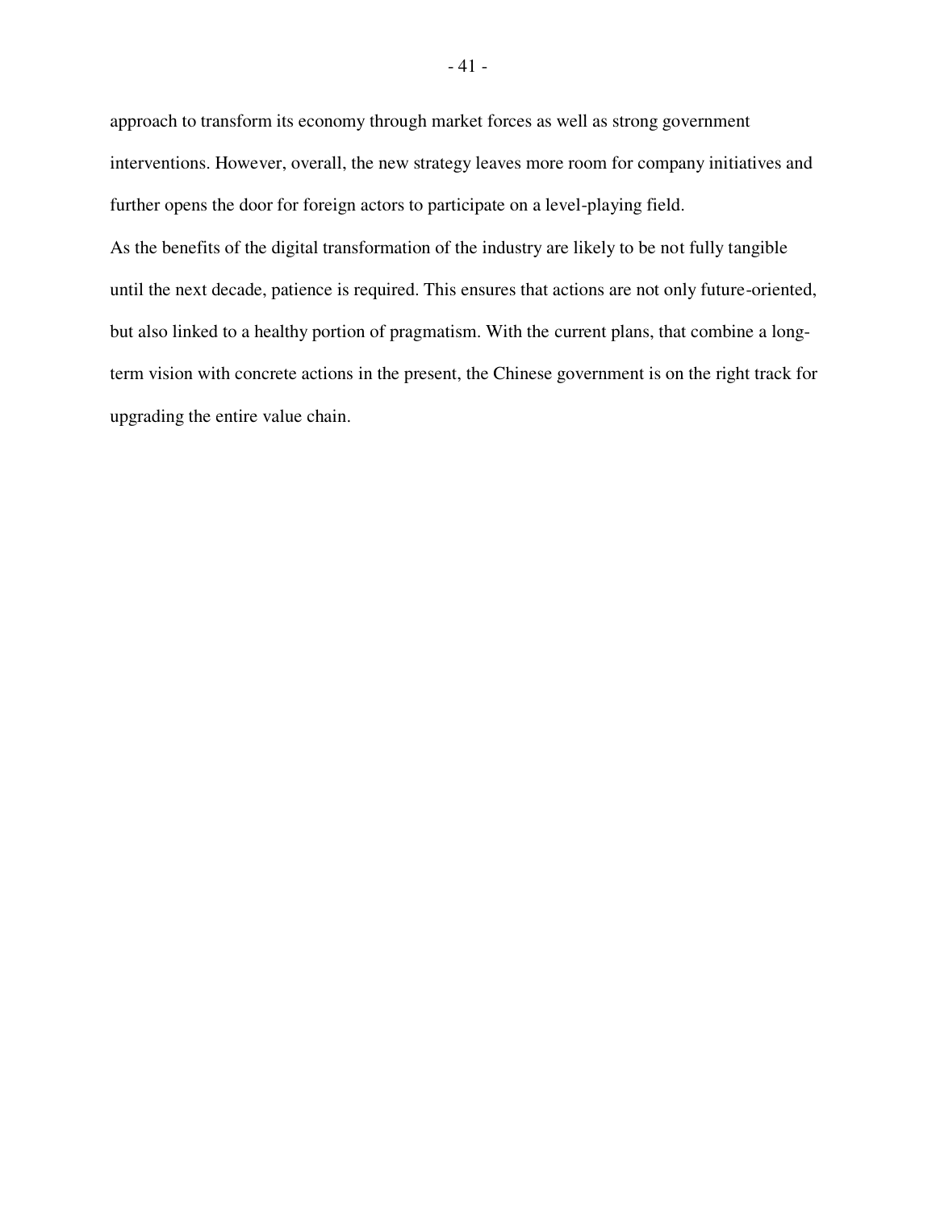approach to transform its economy through market forces as well as strong government interventions. However, overall, the new strategy leaves more room for company initiatives and further opens the door for foreign actors to participate on a level-playing field.

As the benefits of the digital transformation of the industry are likely to be not fully tangible until the next decade, patience is required. This ensures that actions are not only future-oriented, but also linked to a healthy portion of pragmatism. With the current plans, that combine a long-term vision with concrete actions in the present, the Chinese government is on the right track for upgrading the entire value chain.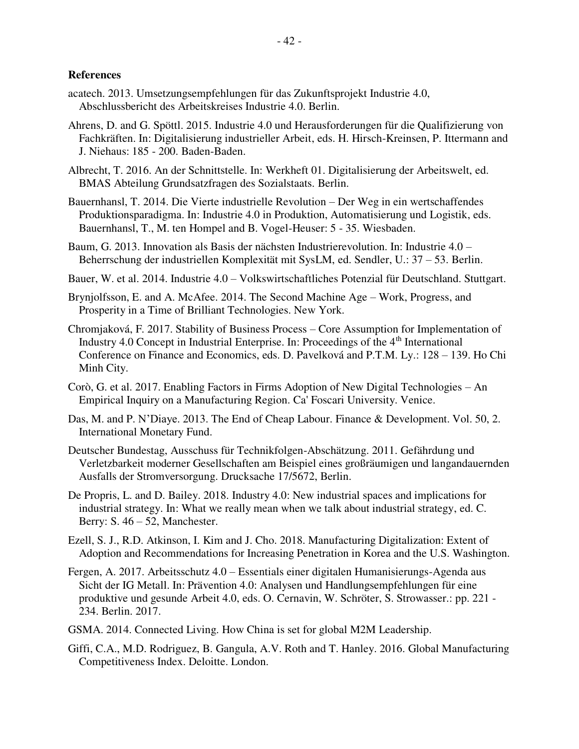## References

acatech. 2013. Umsetzungsempfehlungen für das Zukunftsprojekt Industrie 4.0, Abschlussbericht des Arbeitskreises Industrie 4.0. Berlin.

Ahrens, D. and G. Spöttl. 2015. Industrie 4.0 und Herausforderungen für die Qualifizierung von Fachkräften. In: Digitalisierung industrieller Arbeit, eds. H. Hirsch-Kreinsen, P. Ittermann and J. Niehaus: 185 - 200. Baden-Baden.

Albrecht, T. 2016. An der Schnittstelle. In: Werkheft 01. Digitalisierung der Arbeitswelt, ed. BMAS Abteilung Grundsatzfragen des Sozialstaats. Berlin.

Bauernhansl, T. 2014. Die Vierte industrielle Revolution – Der Weg in ein wertschaffendes Produktionsparadigma. In: Industrie 4.0 in Produktion, Automatisierung und Logistik, eds. Bauernhansl, T., M. ten Hompel and B. Vogel-Heuser: 5 - 35. Wiesbaden.

Baum, G. 2013. Innovation als Basis der nächsten Industrierevolution. In: Industrie 4.0 – Beherrschung der industriellen Komplexität mit SysLM, ed. Sendler, U.: 37 – 53. Berlin.

Bauer, W. et al. 2014. Industrie 4.0 – Volkswirtschaftliches Potenzial für Deutschland. Stuttgart.

Brynjolfsson, E. and A. McAfee. 2014. The Second Machine Age – Work, Progress, and Prosperity in a Time of Brilliant Technologies. New York.

Chromjaková, F. 2017. Stability of Business Process – Core Assumption for Implementation of Industry 4.0 Concept in Industrial Enterprise. In: Proceedings of the 4th International Conference on Finance and Economics, eds. D. Pavelková and P.T.M. Ly.: 128 – 139. Ho Chi Minh City.

Corò, G. et al. 2017. Enabling Factors in Firms Adoption of New Digital Technologies – An Empirical Inquiry on a Manufacturing Region. Ca' Foscari University. Venice.

Das, M. and P. N'Diaye. 2013. The End of Cheap Labour. Finance & Development. Vol. 50, 2. International Monetary Fund.

Deutscher Bundestag, Ausschuss für Technikfolgen-Abschätzung. 2011. Gefährdung und Verletzbarkeit moderner Gesellschaften am Beispiel eines großräumigen und langandauernden Ausfalls der Stromversorgung. Drucksache 17/5672, Berlin.

De Propris, L. and D. Bailey. 2018. Industry 4.0: New industrial spaces and implications for industrial strategy. In: What we really mean when we talk about industrial strategy, ed. C. Berry: S. 46 – 52, Manchester.

Ezell, S. J., R.D. Atkinson, I. Kim and J. Cho. 2018. Manufacturing Digitalization: Extent of Adoption and Recommendations for Increasing Penetration in Korea and the U.S. Washington.

Fergen, A. 2017. Arbeitsschutz 4.0 – Essentials einer digitalen Humanisierungs-Agenda aus Sicht der IG Metall. In: Prävention 4.0: Analysen und Handlungsempfehlungen für eine produktive und gesunde Arbeit 4.0, eds. O. Cernavin, W. Schröter, S. Strowasser.: pp. 221 - 234. Berlin. 2017.

GSMA. 2014. Connected Living. How China is set for global M2M Leadership.

Giffi, C.A., M.D. Rodriguez, B. Gangula, A.V. Roth and T. Hanley. 2016. Global Manufacturing Competitiveness Index. Deloitte. London.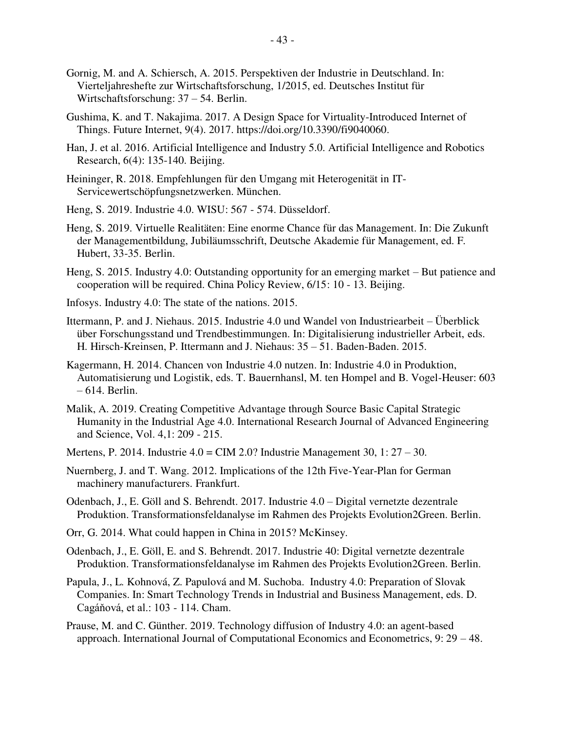Gornig, M. and A. Schiersch, A. 2015. Perspektiven der Industrie in Deutschland. In: Vierteljahreshefte zur Wirtschaftsforschung, 1/2015, ed. Deutsches Institut für Wirtschaftsforschung: 37 – 54. Berlin.

Gushima, K. and T. Nakajima. 2017. A Design Space for Virtuality-Introduced Internet of Things. Future Internet, 9(4). 2017. https://doi.org/10.3390/fi9040060.

Han, J. et al. 2016. Artificial Intelligence and Industry 5.0. Artificial Intelligence and Robotics Research, 6(4): 135-140. Beijing.

Heininger, R. 2018. Empfehlungen für den Umgang mit Heterogenität in IT-Servicewertschöpfungsnetzwerken. München.

Heng, S. 2019. Industrie 4.0. WISU: 567 - 574. Düsseldorf.

Heng, S. 2019. Virtuelle Realitäten: Eine enorme Chance für das Management. In: Die Zukunft der Managementbildung, Jubiläumsschrift, Deutsche Akademie für Management, ed. F. Hubert, 33-35. Berlin.

Heng, S. 2015. Industry 4.0: Outstanding opportunity for an emerging market – But patience and cooperation will be required. China Policy Review, 6/15: 10 - 13. Beijing.

Infosys. Industry 4.0: The state of the nations. 2015.

Ittermann, P. and J. Niehaus. 2015. Industrie 4.0 und Wandel von Industriearbeit – Überblick über Forschungsstand und Trendbestimmungen. In: Digitalisierung industrieller Arbeit, eds. H. Hirsch-Kreinsen, P. Ittermann and J. Niehaus: 35 – 51. Baden-Baden. 2015.

Kagermann, H. 2014. Chancen von Industrie 4.0 nutzen. In: Industrie 4.0 in Produktion, Automatisierung und Logistik, eds. T. Bauernhansl, M. ten Hompel and B. Vogel-Heuser: 603 – 614. Berlin.

Malik, A. 2019. Creating Competitive Advantage through Source Basic Capital Strategic Humanity in the Industrial Age 4.0. International Research Journal of Advanced Engineering and Science, Vol. 4,1: 209 - 215.

Mertens, P. 2014. Industrie 4.0 = CIM 2.0? Industrie Management 30, 1: 27 – 30.

Nuernberg, J. and T. Wang. 2012. Implications of the 12th Five-Year-Plan for German machinery manufacturers. Frankfurt.

Odenbach, J., E. Göll and S. Behrendt. 2017. Industrie 4.0 – Digital vernetzte dezentrale Produktion. Transformationsfeldanalyse im Rahmen des Projekts Evolution2Green. Berlin.

Orr, G. 2014. What could happen in China in 2015? McKinsey.

Odenbach, J., E. Göll, E. and S. Behrendt. 2017. Industrie 40: Digital vernetzte dezentrale Produktion. Transformationsfeldanalyse im Rahmen des Projekts Evolution2Green. Berlin.

Papula, J., L. Kohnová, Z. Papulová and M. Suchoba. Industry 4.0: Preparation of Slovak Companies. In: Smart Technology Trends in Industrial and Business Management, eds. D. Cagáňová, et al.: 103 - 114. Cham.

Prause, M. and C. Günther. 2019. Technology diffusion of Industry 4.0: an agent-based approach. International Journal of Computational Economics and Econometrics, 9: 29 – 48.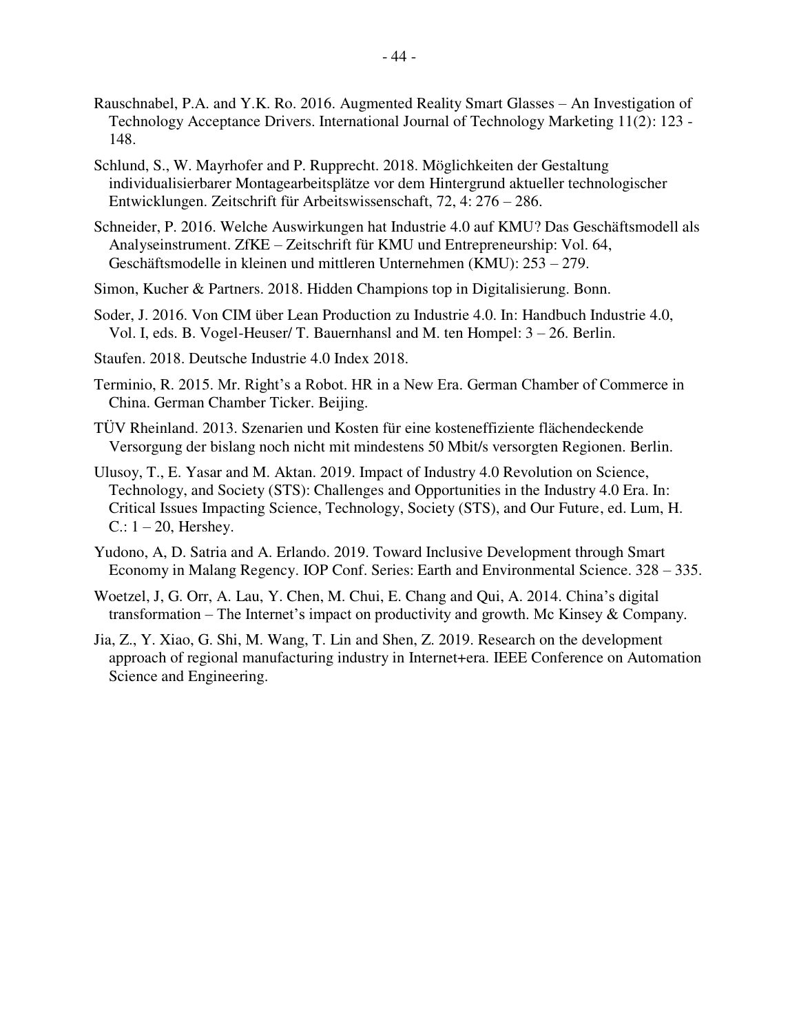Rauschnabel, P.A. and Y.K. Ro. 2016. Augmented Reality Smart Glasses – An Investigation of Technology Acceptance Drivers. International Journal of Technology Marketing 11(2): 123 - 148.

Schlund, S., W. Mayrhofer and P. Rupprecht. 2018. Möglichkeiten der Gestaltung individualisierbarer Montagearbeitsplätze vor dem Hintergrund aktueller technologischer Entwicklungen. Zeitschrift für Arbeitswissenschaft, 72, 4: 276 – 286.

Schneider, P. 2016. Welche Auswirkungen hat Industrie 4.0 auf KMU? Das Geschäftsmodell als Analyseinstrument. ZfKE – Zeitschrift für KMU und Entrepreneurship: Vol. 64, Geschäftsmodelle in kleinen und mittleren Unternehmen (KMU): 253 – 279.

Simon, Kucher & Partners. 2018. Hidden Champions top in Digitalisierung. Bonn.

Soder, J. 2016. Von CIM über Lean Production zu Industrie 4.0. In: Handbuch Industrie 4.0, Vol. I, eds. B. Vogel-Heuser/ T. Bauernhansl and M. ten Hompel: 3 – 26. Berlin.

Staufen. 2018. Deutsche Industrie 4.0 Index 2018.

Terminio, R. 2015. Mr. Right's a Robot. HR in a New Era. German Chamber of Commerce in China. German Chamber Ticker. Beijing.

TÜV Rheinland. 2013. Szenarien und Kosten für eine kosteneffiziente flächendeckende Versorgung der bislang noch nicht mit mindestens 50 Mbit/s versorgten Regionen. Berlin.

Ulusoy, T., E. Yasar and M. Aktan. 2019. Impact of Industry 4.0 Revolution on Science, Technology, and Society (STS): Challenges and Opportunities in the Industry 4.0 Era. In: Critical Issues Impacting Science, Technology, Society (STS), and Our Future, ed. Lum, H. C.: 1 – 20, Hershey.

Yudono, A, D. Satria and A. Erlando. 2019. Toward Inclusive Development through Smart Economy in Malang Regency. IOP Conf. Series: Earth and Environmental Science. 328 – 335.

Woetzel, J, G. Orr, A. Lau, Y. Chen, M. Chui, E. Chang and Qui, A. 2014. China's digital transformation – The Internet's impact on productivity and growth. Mc Kinsey & Company.

Jia, Z., Y. Xiao, G. Shi, M. Wang, T. Lin and Shen, Z. 2019. Research on the development approach of regional manufacturing industry in Internet+era. IEEE Conference on Automation Science and Engineering.